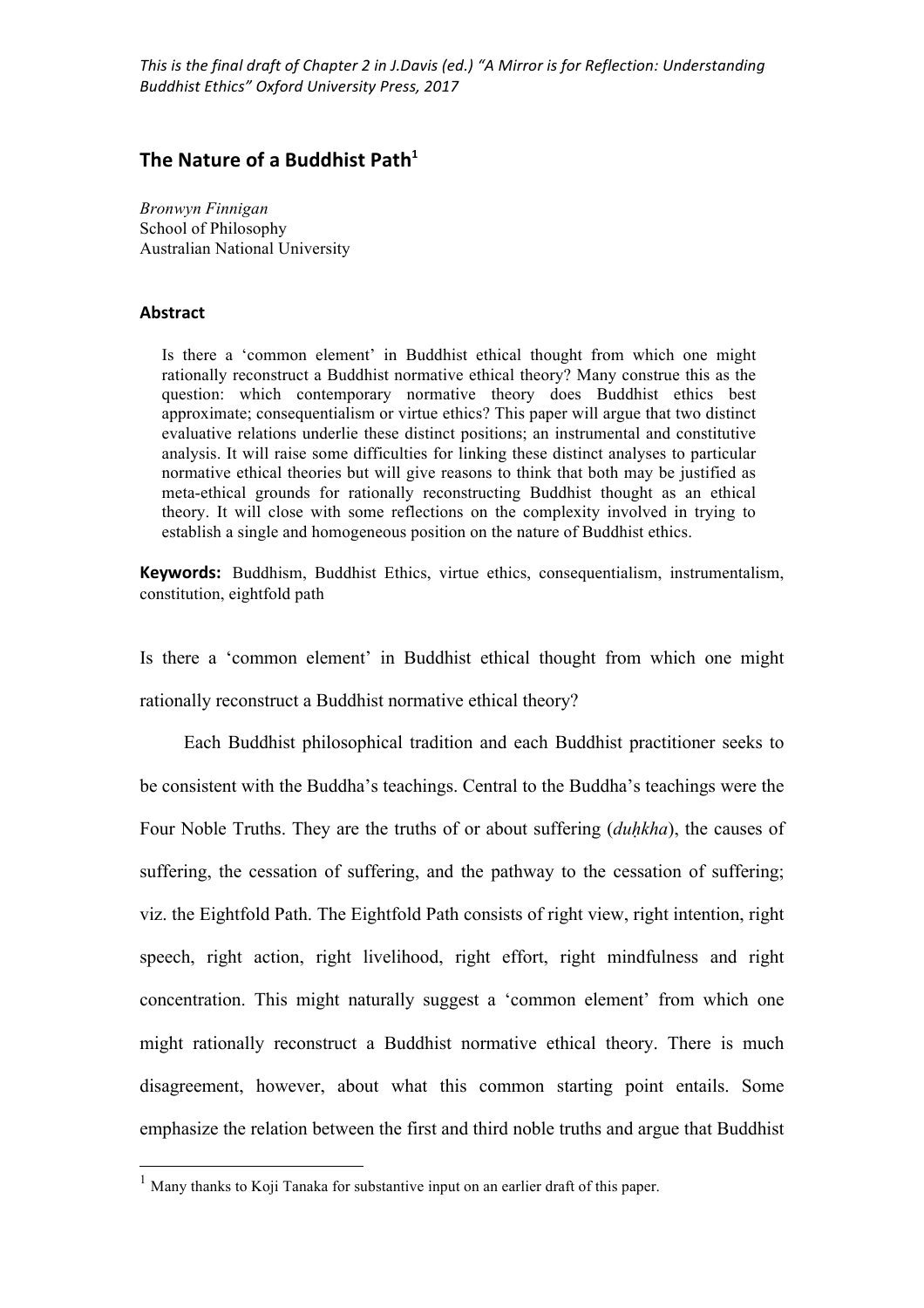*This is the final draft of Chapter 2 in J.Davis (ed.) "A Mirror is for Reflection: Understanding Buddhist Ethics" Oxford University Press, 2017*

# The Nature of a Buddhist Path[1]

*Bronwyn Finnigan*
School of Philosophy
Australian National University

## Abstract

Is there a 'common element' in Buddhist ethical thought from which one might rationally reconstruct a Buddhist normative ethical theory? Many construe this as the question: which contemporary normative theory does Buddhist ethics best approximate; consequentialism or virtue ethics? This paper will argue that two distinct evaluative relations underlie these distinct positions; an instrumental and constitutive analysis. It will raise some difficulties for linking these distinct analyses to particular normative ethical theories but will give reasons to think that both may be justified as meta-ethical grounds for rationally reconstructing Buddhist thought as an ethical theory. It will close with some reflections on the complexity involved in trying to establish a single and homogeneous position on the nature of Buddhist ethics.

**Keywords:** Buddhism, Buddhist Ethics, virtue ethics, consequentialism, instrumentalism, constitution, eightfold path

Is there a 'common element' in Buddhist ethical thought from which one might rationally reconstruct a Buddhist normative ethical theory?

Each Buddhist philosophical tradition and each Buddhist practitioner seeks to be consistent with the Buddha's teachings. Central to the Buddha's teachings were the Four Noble Truths. They are the truths of or about suffering (*duḥkha*), the causes of suffering, the cessation of suffering, and the pathway to the cessation of suffering; viz. the Eightfold Path. The Eightfold Path consists of right view, right intention, right speech, right action, right livelihood, right effort, right mindfulness and right concentration. This might naturally suggest a 'common element' from which one might rationally reconstruct a Buddhist normative ethical theory. There is much disagreement, however, about what this common starting point entails. Some emphasize the relation between the first and third noble truths and argue that Buddhist

[1] Many thanks to Koji Tanaka for substantive input on an earlier draft of this paper.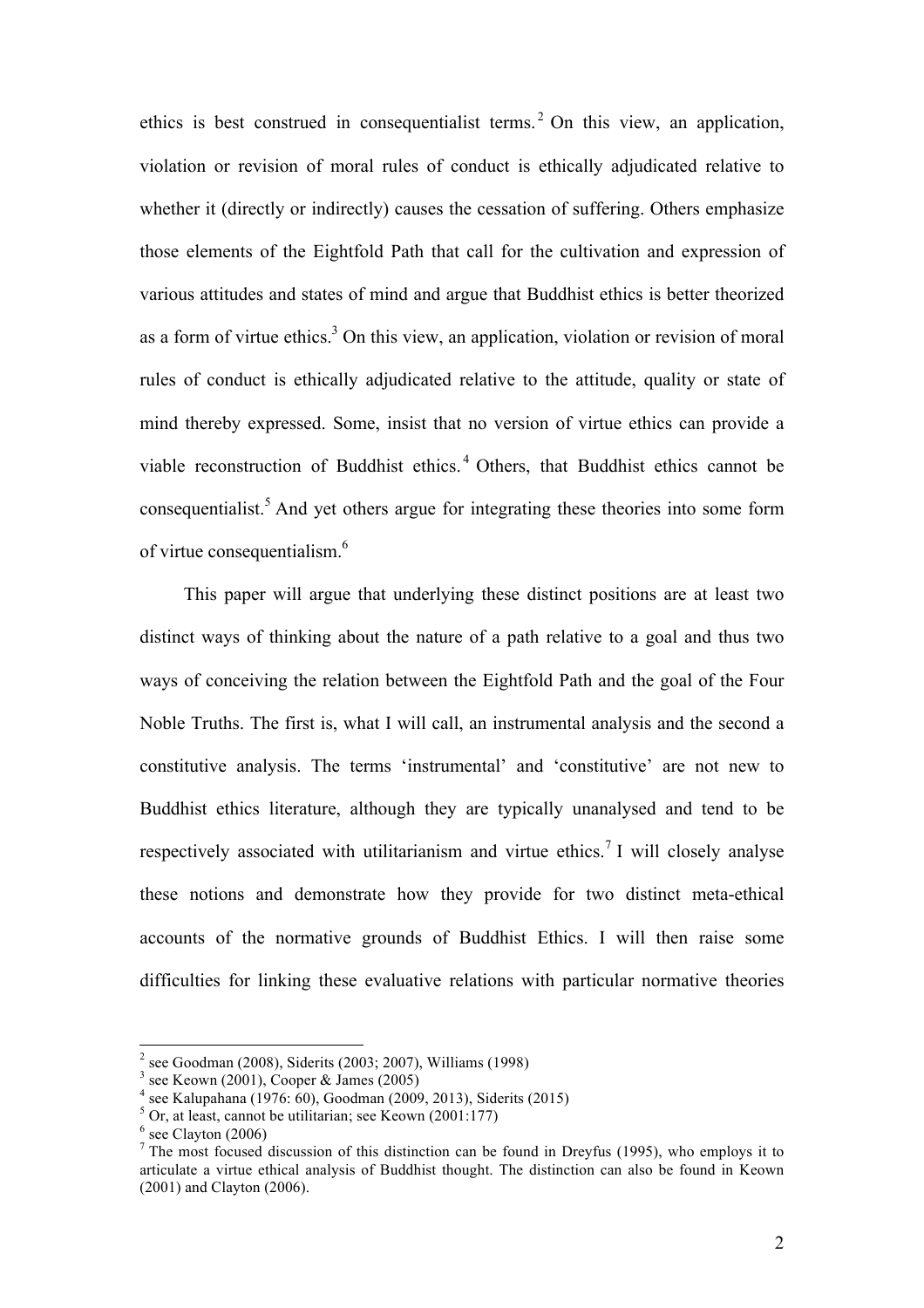ethics is best construed in consequentialist terms.[2] On this view, an application, violation or revision of moral rules of conduct is ethically adjudicated relative to whether it (directly or indirectly) causes the cessation of suffering. Others emphasize those elements of the Eightfold Path that call for the cultivation and expression of various attitudes and states of mind and argue that Buddhist ethics is better theorized as a form of virtue ethics.[3] On this view, an application, violation or revision of moral rules of conduct is ethically adjudicated relative to the attitude, quality or state of mind thereby expressed. Some, insist that no version of virtue ethics can provide a viable reconstruction of Buddhist ethics.[4] Others, that Buddhist ethics cannot be consequentialist.[5] And yet others argue for integrating these theories into some form of virtue consequentialism.[6]

This paper will argue that underlying these distinct positions are at least two distinct ways of thinking about the nature of a path relative to a goal and thus two ways of conceiving the relation between the Eightfold Path and the goal of the Four Noble Truths. The first is, what I will call, an instrumental analysis and the second a constitutive analysis. The terms 'instrumental' and 'constitutive' are not new to Buddhist ethics literature, although they are typically unanalysed and tend to be respectively associated with utilitarianism and virtue ethics.[7] I will closely analyse these notions and demonstrate how they provide for two distinct meta-ethical accounts of the normative grounds of Buddhist Ethics. I will then raise some difficulties for linking these evaluative relations with particular normative theories

---

[2] see Goodman (2008), Siderits (2003; 2007), Williams (1998)

[3] see Keown (2001), Cooper & James (2005)

[4] see Kalupahana (1976: 60), Goodman (2009, 2013), Siderits (2015)

[5] Or, at least, cannot be utilitarian; see Keown (2001:177)

[6] see Clayton (2006)

[7] The most focused discussion of this distinction can be found in Dreyfus (1995), who employs it to articulate a virtue ethical analysis of Buddhist thought. The distinction can also be found in Keown (2001) and Clayton (2006).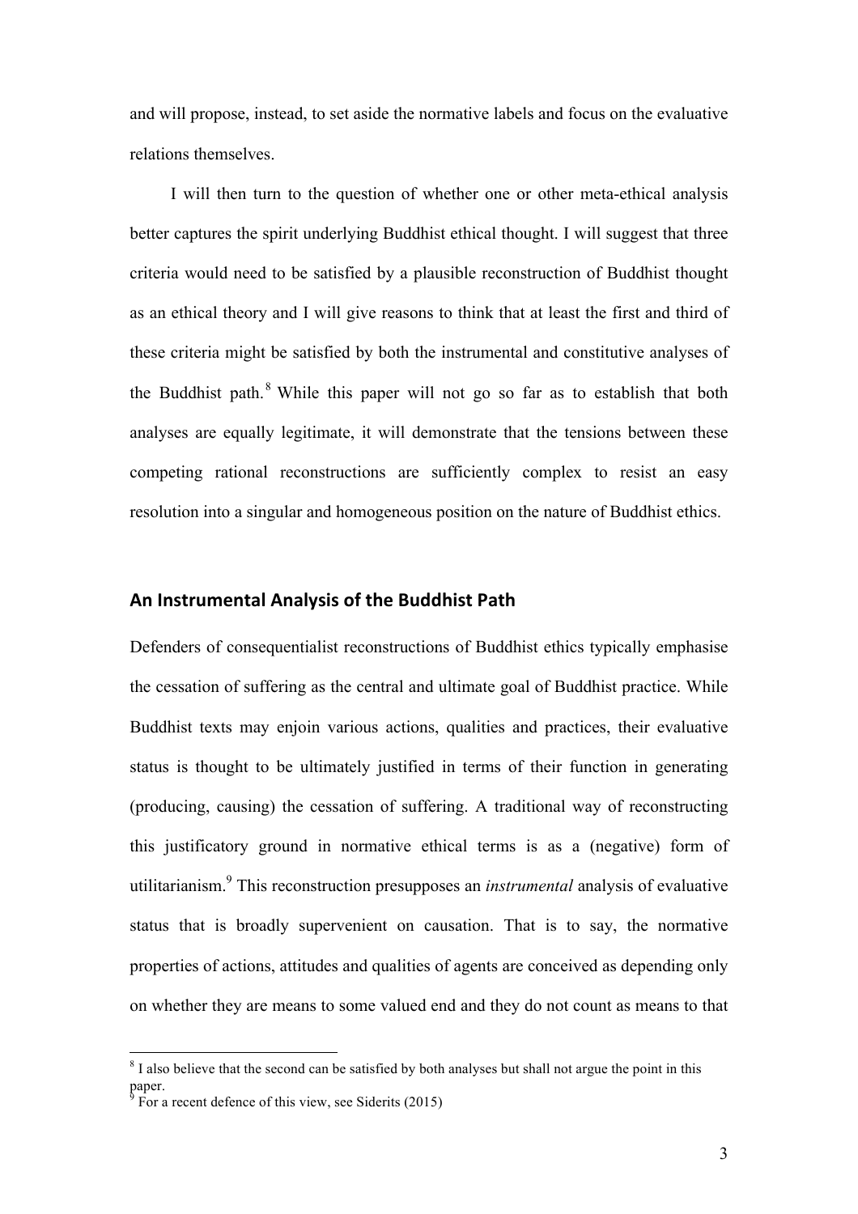and will propose, instead, to set aside the normative labels and focus on the evaluative relations themselves.

I will then turn to the question of whether one or other meta-ethical analysis better captures the spirit underlying Buddhist ethical thought. I will suggest that three criteria would need to be satisfied by a plausible reconstruction of Buddhist thought as an ethical theory and I will give reasons to think that at least the first and third of these criteria might be satisfied by both the instrumental and constitutive analyses of the Buddhist path.[8] While this paper will not go so far as to establish that both analyses are equally legitimate, it will demonstrate that the tensions between these competing rational reconstructions are sufficiently complex to resist an easy resolution into a singular and homogeneous position on the nature of Buddhist ethics.

## An Instrumental Analysis of the Buddhist Path

Defenders of consequentialist reconstructions of Buddhist ethics typically emphasise the cessation of suffering as the central and ultimate goal of Buddhist practice. While Buddhist texts may enjoin various actions, qualities and practices, their evaluative status is thought to be ultimately justified in terms of their function in generating (producing, causing) the cessation of suffering. A traditional way of reconstructing this justificatory ground in normative ethical terms is as a (negative) form of utilitarianism.[9] This reconstruction presupposes an *instrumental* analysis of evaluative status that is broadly supervenient on causation. That is to say, the normative properties of actions, attitudes and qualities of agents are conceived as depending only on whether they are means to some valued end and they do not count as means to that

[8] I also believe that the second can be satisfied by both analyses but shall not argue the point in this paper.

[9] For a recent defence of this view, see Siderits (2015)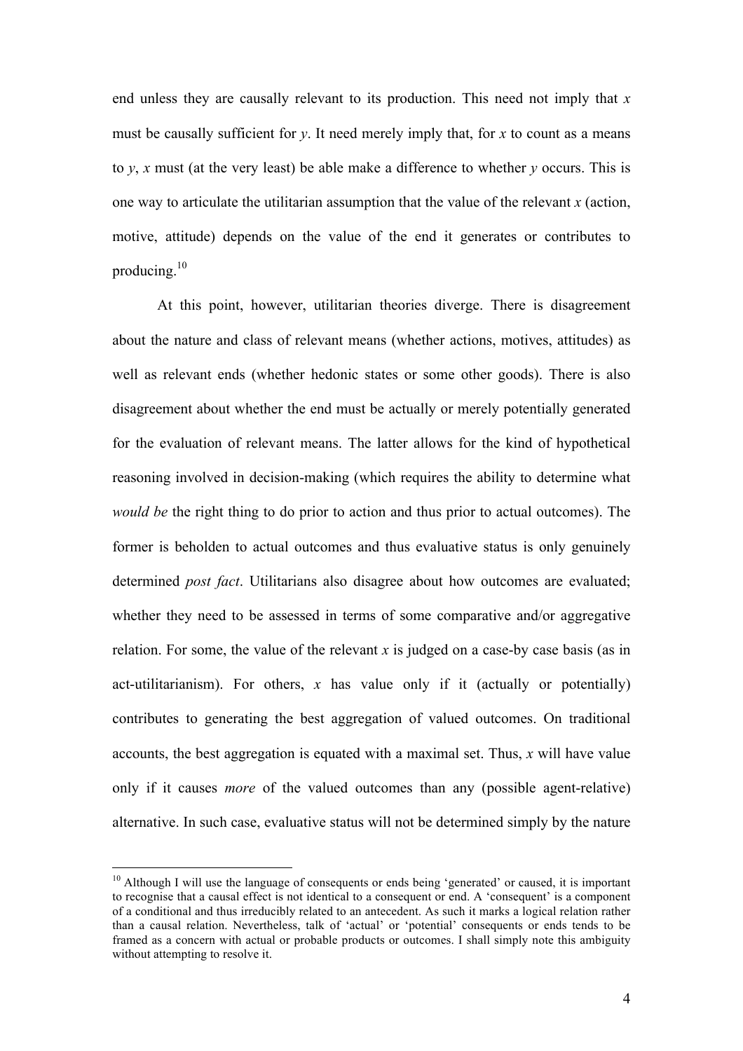end unless they are causally relevant to its production. This need not imply that $x$ must be causally sufficient for $y$. It need merely imply that, for $x$ to count as a means to $y$, $x$ must (at the very least) be able make a difference to whether $y$ occurs. This is one way to articulate the utilitarian assumption that the value of the relevant $x$ (action, motive, attitude) depends on the value of the end it generates or contributes to producing.[10]

At this point, however, utilitarian theories diverge. There is disagreement about the nature and class of relevant means (whether actions, motives, attitudes) as well as relevant ends (whether hedonic states or some other goods). There is also disagreement about whether the end must be actually or merely potentially generated for the evaluation of relevant means. The latter allows for the kind of hypothetical reasoning involved in decision-making (which requires the ability to determine what *would be* the right thing to do prior to action and thus prior to actual outcomes). The former is beholden to actual outcomes and thus evaluative status is only genuinely determined *post fact*. Utilitarians also disagree about how outcomes are evaluated; whether they need to be assessed in terms of some comparative and/or aggregative relation. For some, the value of the relevant $x$ is judged on a case-by case basis (as in act-utilitarianism). For others, $x$ has value only if it (actually or potentially) contributes to generating the best aggregation of valued outcomes. On traditional accounts, the best aggregation is equated with a maximal set. Thus, $x$ will have value only if it causes *more* of the valued outcomes than any (possible agent-relative) alternative. In such case, evaluative status will not be determined simply by the nature

[10] Although I will use the language of consequents or ends being 'generated' or caused, it is important to recognise that a causal effect is not identical to a consequent or end. A 'consequent' is a component of a conditional and thus irreducibly related to an antecedent. As such it marks a logical relation rather than a causal relation. Nevertheless, talk of 'actual' or 'potential' consequents or ends tends to be framed as a concern with actual or probable products or outcomes. I shall simply note this ambiguity without attempting to resolve it.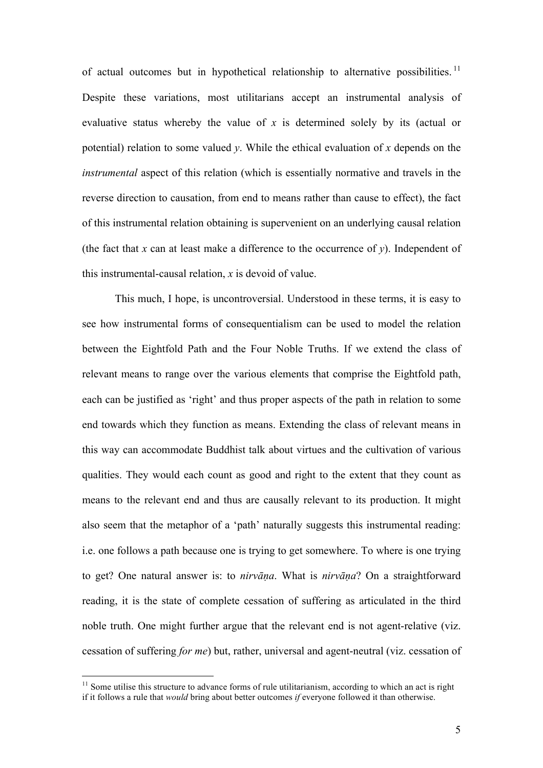of actual outcomes but in hypothetical relationship to alternative possibilities.[11] Despite these variations, most utilitarians accept an instrumental analysis of evaluative status whereby the value of *x* is determined solely by its (actual or potential) relation to some valued *y*. While the ethical evaluation of *x* depends on the *instrumental* aspect of this relation (which is essentially normative and travels in the reverse direction to causation, from end to means rather than cause to effect), the fact of this instrumental relation obtaining is supervenient on an underlying causal relation (the fact that *x* can at least make a difference to the occurrence of *y*). Independent of this instrumental-causal relation, *x* is devoid of value.

This much, I hope, is uncontroversial. Understood in these terms, it is easy to see how instrumental forms of consequentialism can be used to model the relation between the Eightfold Path and the Four Noble Truths. If we extend the class of relevant means to range over the various elements that comprise the Eightfold path, each can be justified as 'right' and thus proper aspects of the path in relation to some end towards which they function as means. Extending the class of relevant means in this way can accommodate Buddhist talk about virtues and the cultivation of various qualities. They would each count as good and right to the extent that they count as means to the relevant end and thus are causally relevant to its production. It might also seem that the metaphor of a 'path' naturally suggests this instrumental reading: i.e. one follows a path because one is trying to get somewhere. To where is one trying to get? One natural answer is: to *nirvāṇa*. What is *nirvāṇa*? On a straightforward reading, it is the state of complete cessation of suffering as articulated in the third noble truth. One might further argue that the relevant end is not agent-relative (viz. cessation of suffering *for me*) but, rather, universal and agent-neutral (viz. cessation of

[11] Some utilise this structure to advance forms of rule utilitarianism, according to which an act is right if it follows a rule that *would* bring about better outcomes *if* everyone followed it than otherwise.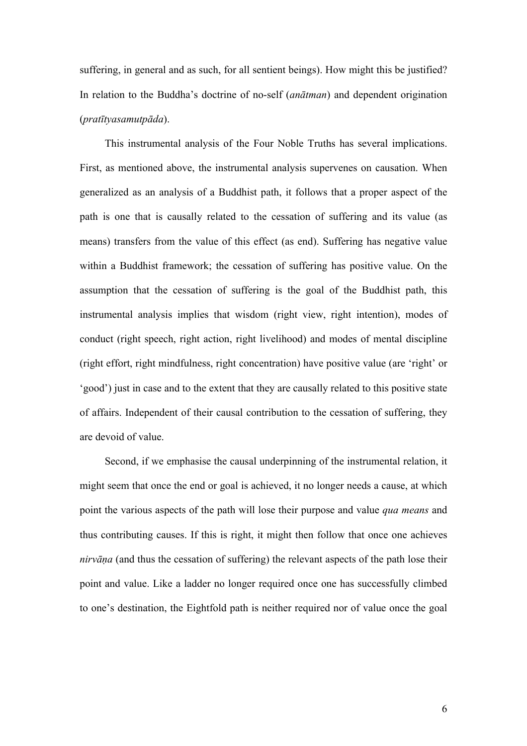suffering, in general and as such, for all sentient beings). How might this be justified? In relation to the Buddha's doctrine of no-self (*anātman*) and dependent origination (*pratītyasamutpāda*).

This instrumental analysis of the Four Noble Truths has several implications. First, as mentioned above, the instrumental analysis supervenes on causation. When generalized as an analysis of a Buddhist path, it follows that a proper aspect of the path is one that is causally related to the cessation of suffering and its value (as means) transfers from the value of this effect (as end). Suffering has negative value within a Buddhist framework; the cessation of suffering has positive value. On the assumption that the cessation of suffering is the goal of the Buddhist path, this instrumental analysis implies that wisdom (right view, right intention), modes of conduct (right speech, right action, right livelihood) and modes of mental discipline (right effort, right mindfulness, right concentration) have positive value (are 'right' or 'good') just in case and to the extent that they are causally related to this positive state of affairs. Independent of their causal contribution to the cessation of suffering, they are devoid of value.

Second, if we emphasise the causal underpinning of the instrumental relation, it might seem that once the end or goal is achieved, it no longer needs a cause, at which point the various aspects of the path will lose their purpose and value *qua means* and thus contributing causes. If this is right, it might then follow that once one achieves *nirvāṇa* (and thus the cessation of suffering) the relevant aspects of the path lose their point and value. Like a ladder no longer required once one has successfully climbed to one's destination, the Eightfold path is neither required nor of value once the goal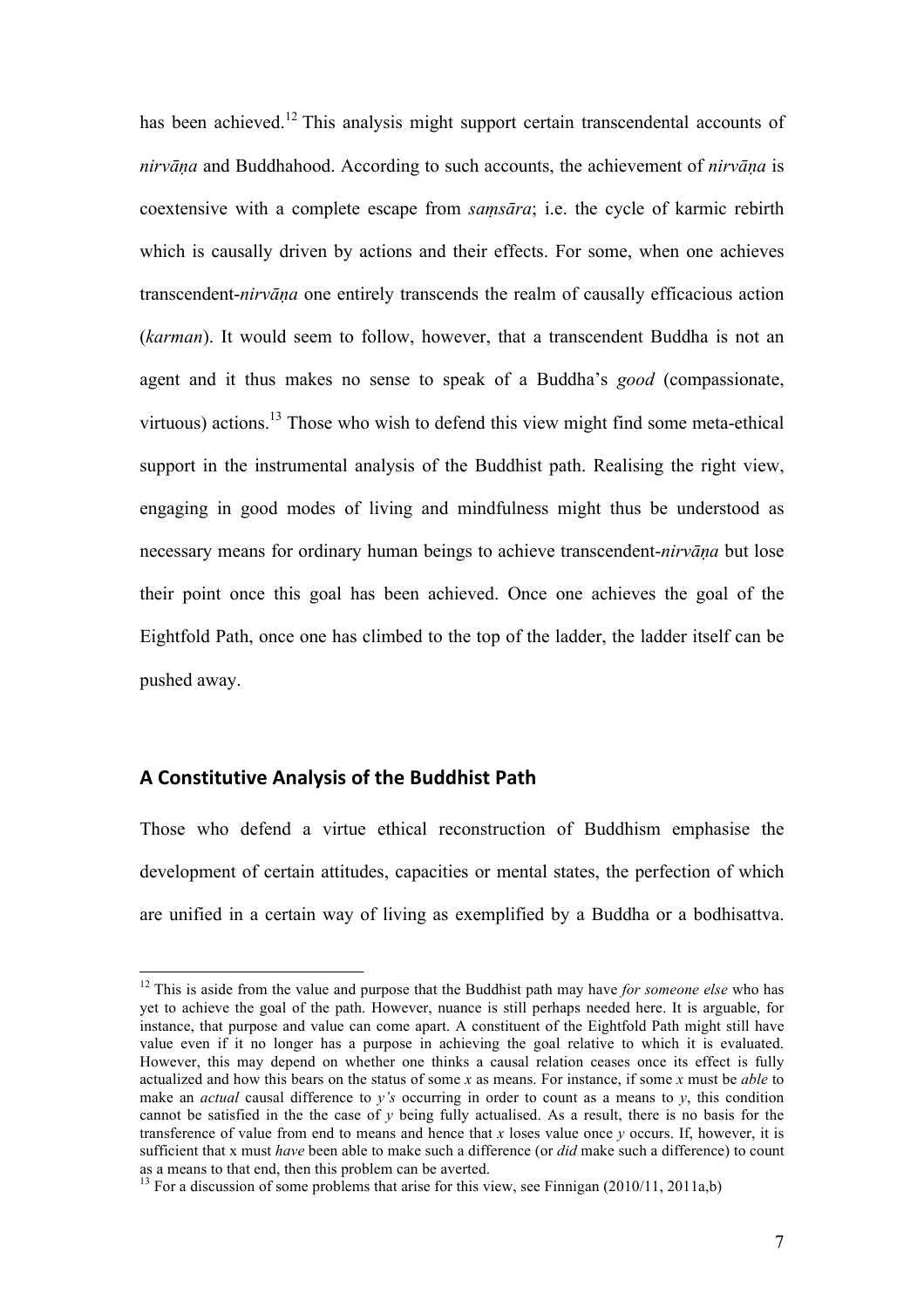has been achieved.[12] This analysis might support certain transcendental accounts of *nirvāṇa* and Buddhahood. According to such accounts, the achievement of *nirvāṇa* is coextensive with a complete escape from *saṃsāra*; i.e. the cycle of karmic rebirth which is causally driven by actions and their effects. For some, when one achieves transcendent-*nirvāṇa* one entirely transcends the realm of causally efficacious action (*karman*). It would seem to follow, however, that a transcendent Buddha is not an agent and it thus makes no sense to speak of a Buddha's *good* (compassionate, virtuous) actions.[13] Those who wish to defend this view might find some meta-ethical support in the instrumental analysis of the Buddhist path. Realising the right view, engaging in good modes of living and mindfulness might thus be understood as necessary means for ordinary human beings to achieve transcendent-*nirvāṇa* but lose their point once this goal has been achieved. Once one achieves the goal of the Eightfold Path, once one has climbed to the top of the ladder, the ladder itself can be pushed away.

## A Constitutive Analysis of the Buddhist Path

Those who defend a virtue ethical reconstruction of Buddhism emphasise the development of certain attitudes, capacities or mental states, the perfection of which are unified in a certain way of living as exemplified by a Buddha or a bodhisattva.

---

[12] This is aside from the value and purpose that the Buddhist path may have *for someone else* who has yet to achieve the goal of the path. However, nuance is still perhaps needed here. It is arguable, for instance, that purpose and value can come apart. A constituent of the Eightfold Path might still have value even if it no longer has a purpose in achieving the goal relative to which it is evaluated. However, this may depend on whether one thinks a causal relation ceases once its effect is fully actualized and how this bears on the status of some *x* as means. For instance, if some *x* must be *able* to make an *actual* causal difference to *y's* occurring in order to count as a means to *y*, this condition cannot be satisfied in the the case of *y* being fully actualised. As a result, there is no basis for the transference of value from end to means and hence that *x* loses value once *y* occurs. If, however, it is sufficient that x must *have* been able to make such a difference (or *did* make such a difference) to count as a means to that end, then this problem can be averted.

[13] For a discussion of some problems that arise for this view, see Finnigan (2010/11, 2011a,b)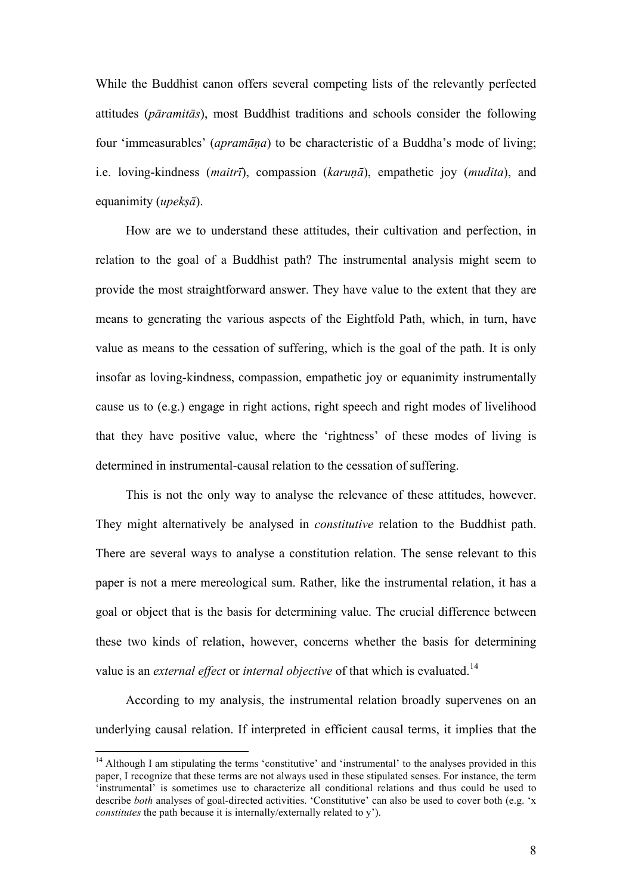While the Buddhist canon offers several competing lists of the relevantly perfected attitudes (*pāramitās*), most Buddhist traditions and schools consider the following four 'immeasurables' (*apramāṇa*) to be characteristic of a Buddha's mode of living; i.e. loving-kindness (*maitrī*), compassion (*karuṇā*), empathetic joy (*mudita*), and equanimity (*upekṣā*).

How are we to understand these attitudes, their cultivation and perfection, in relation to the goal of a Buddhist path? The instrumental analysis might seem to provide the most straightforward answer. They have value to the extent that they are means to generating the various aspects of the Eightfold Path, which, in turn, have value as means to the cessation of suffering, which is the goal of the path. It is only insofar as loving-kindness, compassion, empathetic joy or equanimity instrumentally cause us to (e.g.) engage in right actions, right speech and right modes of livelihood that they have positive value, where the 'rightness' of these modes of living is determined in instrumental-causal relation to the cessation of suffering.

This is not the only way to analyse the relevance of these attitudes, however. They might alternatively be analysed in *constitutive* relation to the Buddhist path. There are several ways to analyse a constitution relation. The sense relevant to this paper is not a mere mereological sum. Rather, like the instrumental relation, it has a goal or object that is the basis for determining value. The crucial difference between these two kinds of relation, however, concerns whether the basis for determining value is an *external effect* or *internal objective* of that which is evaluated.[14]

According to my analysis, the instrumental relation broadly supervenes on an underlying causal relation. If interpreted in efficient causal terms, it implies that the

[14] Although I am stipulating the terms 'constitutive' and 'instrumental' to the analyses provided in this paper, I recognize that these terms are not always used in these stipulated senses. For instance, the term 'instrumental' is sometimes use to characterize all conditional relations and thus could be used to describe *both* analyses of goal-directed activities. 'Constitutive' can also be used to cover both (e.g. 'x *constitutes* the path because it is internally/externally related to y').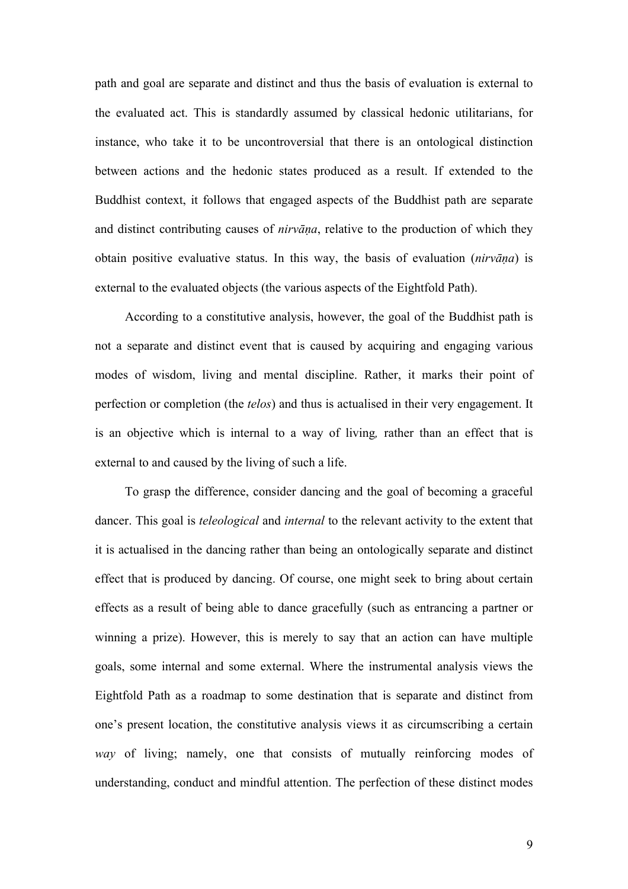path and goal are separate and distinct and thus the basis of evaluation is external to the evaluated act. This is standardly assumed by classical hedonic utilitarians, for instance, who take it to be uncontroversial that there is an ontological distinction between actions and the hedonic states produced as a result. If extended to the Buddhist context, it follows that engaged aspects of the Buddhist path are separate and distinct contributing causes of *nirvāṇa*, relative to the production of which they obtain positive evaluative status. In this way, the basis of evaluation (*nirvāṇa*) is external to the evaluated objects (the various aspects of the Eightfold Path).

According to a constitutive analysis, however, the goal of the Buddhist path is not a separate and distinct event that is caused by acquiring and engaging various modes of wisdom, living and mental discipline. Rather, it marks their point of perfection or completion (the *telos*) and thus is actualised in their very engagement. It is an objective which is internal to a way of living, rather than an effect that is external to and caused by the living of such a life.

To grasp the difference, consider dancing and the goal of becoming a graceful dancer. This goal is *teleological* and *internal* to the relevant activity to the extent that it is actualised in the dancing rather than being an ontologically separate and distinct effect that is produced by dancing. Of course, one might seek to bring about certain effects as a result of being able to dance gracefully (such as entrancing a partner or winning a prize). However, this is merely to say that an action can have multiple goals, some internal and some external. Where the instrumental analysis views the Eightfold Path as a roadmap to some destination that is separate and distinct from one's present location, the constitutive analysis views it as circumscribing a certain *way* of living; namely, one that consists of mutually reinforcing modes of understanding, conduct and mindful attention. The perfection of these distinct modes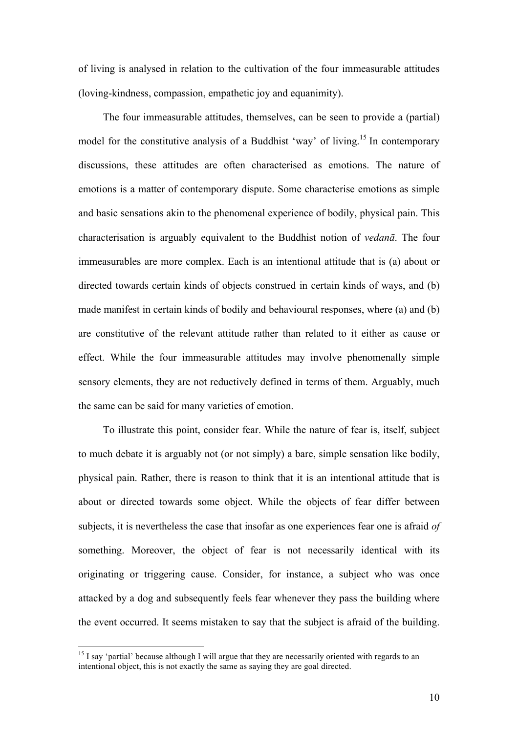of living is analysed in relation to the cultivation of the four immeasurable attitudes (loving-kindness, compassion, empathetic joy and equanimity).

The four immeasurable attitudes, themselves, can be seen to provide a (partial) model for the constitutive analysis of a Buddhist 'way' of living.[15] In contemporary discussions, these attitudes are often characterised as emotions. The nature of emotions is a matter of contemporary dispute. Some characterise emotions as simple and basic sensations akin to the phenomenal experience of bodily, physical pain. This characterisation is arguably equivalent to the Buddhist notion of *vedanā*. The four immeasurables are more complex. Each is an intentional attitude that is (a) about or directed towards certain kinds of objects construed in certain kinds of ways, and (b) made manifest in certain kinds of bodily and behavioural responses, where (a) and (b) are constitutive of the relevant attitude rather than related to it either as cause or effect. While the four immeasurable attitudes may involve phenomenally simple sensory elements, they are not reductively defined in terms of them. Arguably, much the same can be said for many varieties of emotion.

To illustrate this point, consider fear. While the nature of fear is, itself, subject to much debate it is arguably not (or not simply) a bare, simple sensation like bodily, physical pain. Rather, there is reason to think that it is an intentional attitude that is about or directed towards some object. While the objects of fear differ between subjects, it is nevertheless the case that insofar as one experiences fear one is afraid *of* something. Moreover, the object of fear is not necessarily identical with its originating or triggering cause. Consider, for instance, a subject who was once attacked by a dog and subsequently feels fear whenever they pass the building where the event occurred. It seems mistaken to say that the subject is afraid of the building.

---

[15] I say 'partial' because although I will argue that they are necessarily oriented with regards to an intentional object, this is not exactly the same as saying they are goal directed.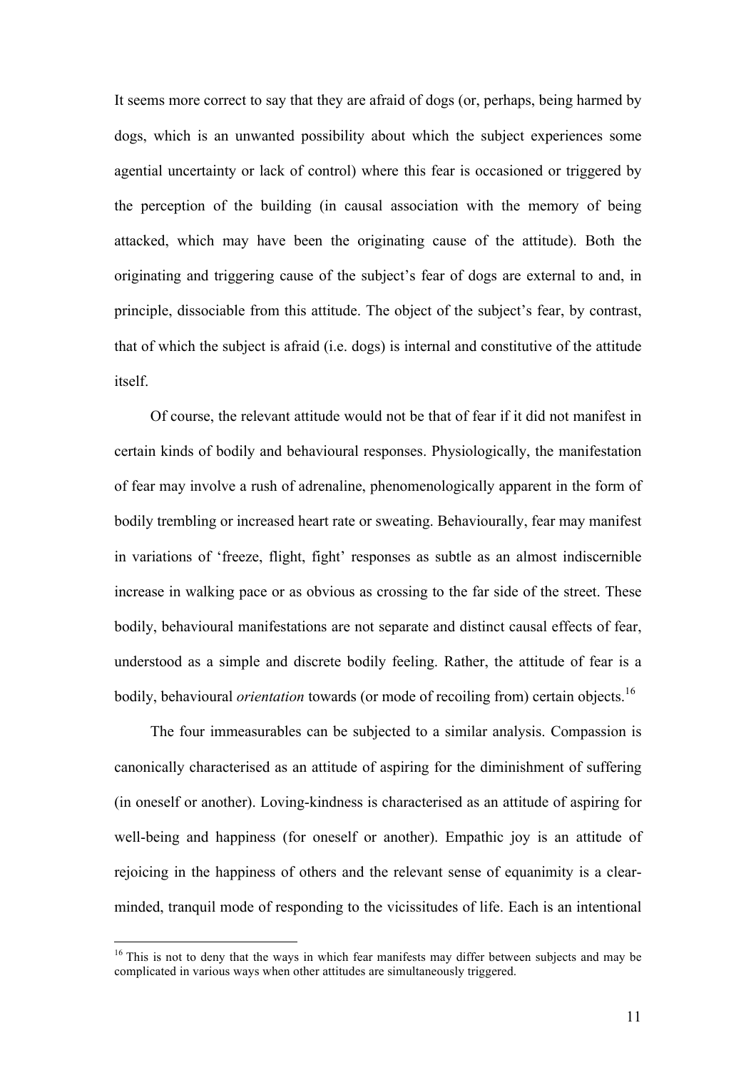It seems more correct to say that they are afraid of dogs (or, perhaps, being harmed by dogs, which is an unwanted possibility about which the subject experiences some agential uncertainty or lack of control) where this fear is occasioned or triggered by the perception of the building (in causal association with the memory of being attacked, which may have been the originating cause of the attitude). Both the originating and triggering cause of the subject's fear of dogs are external to and, in principle, dissociable from this attitude. The object of the subject's fear, by contrast, that of which the subject is afraid (i.e. dogs) is internal and constitutive of the attitude itself.

Of course, the relevant attitude would not be that of fear if it did not manifest in certain kinds of bodily and behavioural responses. Physiologically, the manifestation of fear may involve a rush of adrenaline, phenomenologically apparent in the form of bodily trembling or increased heart rate or sweating. Behaviourally, fear may manifest in variations of 'freeze, flight, fight' responses as subtle as an almost indiscernible increase in walking pace or as obvious as crossing to the far side of the street. These bodily, behavioural manifestations are not separate and distinct causal effects of fear, understood as a simple and discrete bodily feeling. Rather, the attitude of fear is a bodily, behavioural *orientation* towards (or mode of recoiling from) certain objects.[16]

The four immeasurables can be subjected to a similar analysis. Compassion is canonically characterised as an attitude of aspiring for the diminishment of suffering (in oneself or another). Loving-kindness is characterised as an attitude of aspiring for well-being and happiness (for oneself or another). Empathic joy is an attitude of rejoicing in the happiness of others and the relevant sense of equanimity is a clear-minded, tranquil mode of responding to the vicissitudes of life. Each is an intentional

[16] This is not to deny that the ways in which fear manifests may differ between subjects and may be complicated in various ways when other attitudes are simultaneously triggered.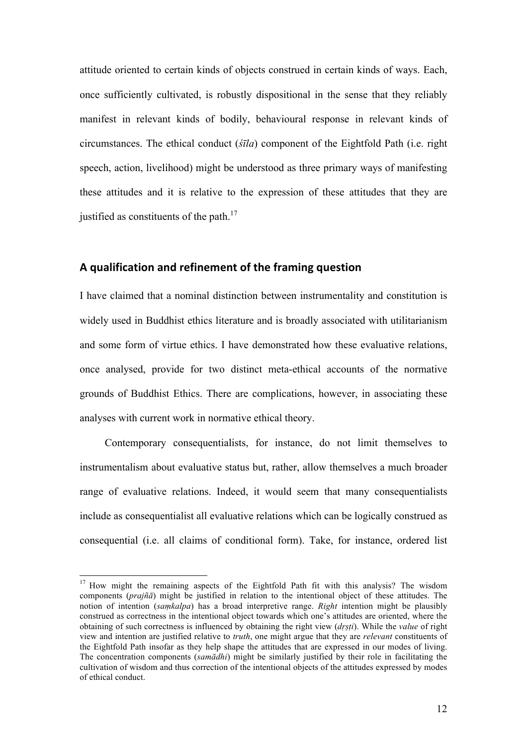attitude oriented to certain kinds of objects construed in certain kinds of ways. Each, once sufficiently cultivated, is robustly dispositional in the sense that they reliably manifest in relevant kinds of bodily, behavioural response in relevant kinds of circumstances. The ethical conduct (*śīla*) component of the Eightfold Path (i.e. right speech, action, livelihood) might be understood as three primary ways of manifesting these attitudes and it is relative to the expression of these attitudes that they are justified as constituents of the path.[17]

## A qualification and refinement of the framing question

I have claimed that a nominal distinction between instrumentality and constitution is widely used in Buddhist ethics literature and is broadly associated with utilitarianism and some form of virtue ethics. I have demonstrated how these evaluative relations, once analysed, provide for two distinct meta-ethical accounts of the normative grounds of Buddhist Ethics. There are complications, however, in associating these analyses with current work in normative ethical theory.

Contemporary consequentialists, for instance, do not limit themselves to instrumentalism about evaluative status but, rather, allow themselves a much broader range of evaluative relations. Indeed, it would seem that many consequentialists include as consequentialist all evaluative relations which can be logically construed as consequential (i.e. all claims of conditional form). Take, for instance, ordered list

---

[17] How might the remaining aspects of the Eightfold Path fit with this analysis? The wisdom components (*prajñā*) might be justified in relation to the intentional object of these attitudes. The notion of intention (*saṃkalpa*) has a broad interpretive range. *Right* intention might be plausibly construed as correctness in the intentional object towards which one's attitudes are oriented, where the obtaining of such correctness is influenced by obtaining the right view (*dṛṣṭi*). While the *value* of right view and intention are justified relative to *truth*, one might argue that they are *relevant* constituents of the Eightfold Path insofar as they help shape the attitudes that are expressed in our modes of living. The concentration components (*samādhi*) might be similarly justified by their role in facilitating the cultivation of wisdom and thus correction of the intentional objects of the attitudes expressed by modes of ethical conduct.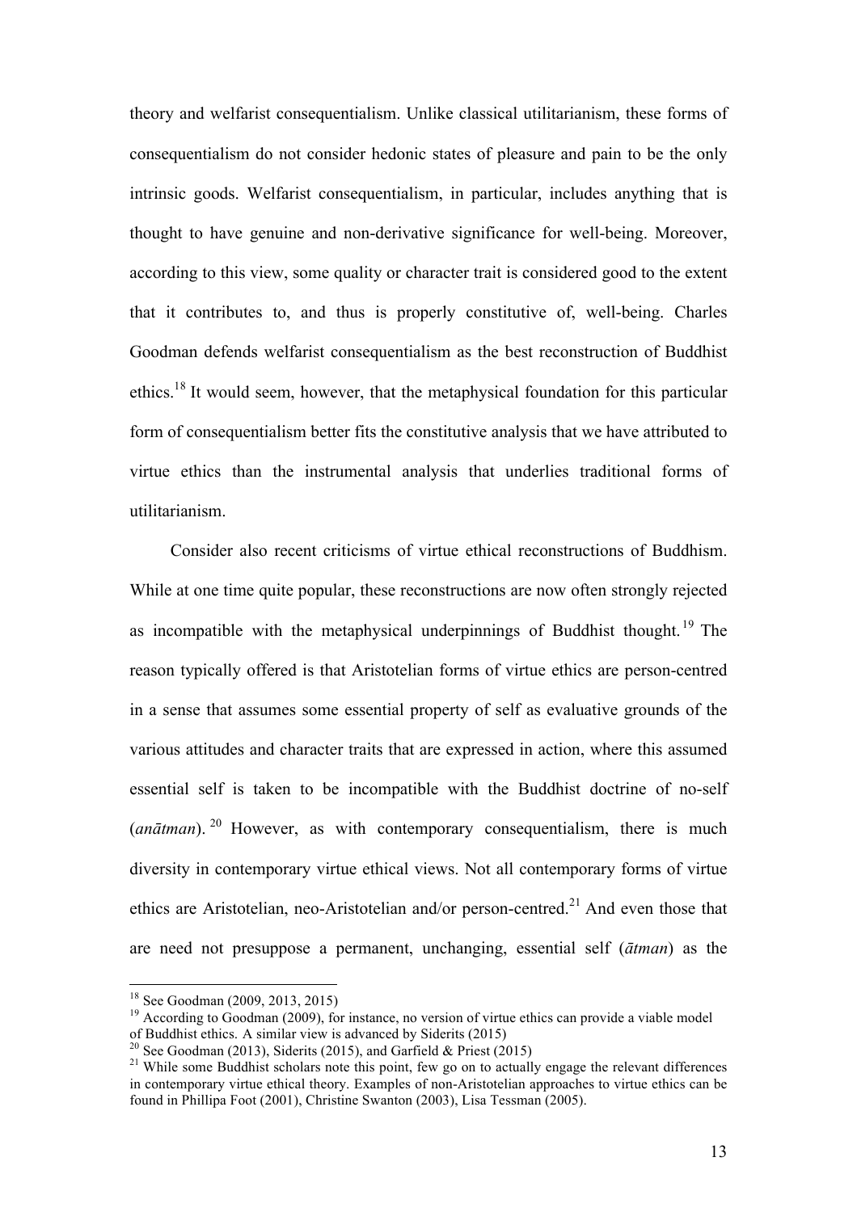theory and welfarist consequentialism. Unlike classical utilitarianism, these forms of consequentialism do not consider hedonic states of pleasure and pain to be the only intrinsic goods. Welfarist consequentialism, in particular, includes anything that is thought to have genuine and non-derivative significance for well-being. Moreover, according to this view, some quality or character trait is considered good to the extent that it contributes to, and thus is properly constitutive of, well-being. Charles Goodman defends welfarist consequentialism as the best reconstruction of Buddhist ethics.[18] It would seem, however, that the metaphysical foundation for this particular form of consequentialism better fits the constitutive analysis that we have attributed to virtue ethics than the instrumental analysis that underlies traditional forms of utilitarianism.

Consider also recent criticisms of virtue ethical reconstructions of Buddhism. While at one time quite popular, these reconstructions are now often strongly rejected as incompatible with the metaphysical underpinnings of Buddhist thought.[19] The reason typically offered is that Aristotelian forms of virtue ethics are person-centred in a sense that assumes some essential property of self as evaluative grounds of the various attitudes and character traits that are expressed in action, where this assumed essential self is taken to be incompatible with the Buddhist doctrine of no-self (*anātman*).[20] However, as with contemporary consequentialism, there is much diversity in contemporary virtue ethical views. Not all contemporary forms of virtue ethics are Aristotelian, neo-Aristotelian and/or person-centred.[21] And even those that are need not presuppose a permanent, unchanging, essential self (*ātman*) as the

[18] See Goodman (2009, 2013, 2015)

[19] According to Goodman (2009), for instance, no version of virtue ethics can provide a viable model of Buddhist ethics. A similar view is advanced by Siderits (2015)

[20] See Goodman (2013), Siderits (2015), and Garfield & Priest (2015)

[21] While some Buddhist scholars note this point, few go on to actually engage the relevant differences in contemporary virtue ethical theory. Examples of non-Aristotelian approaches to virtue ethics can be found in Phillipa Foot (2001), Christine Swanton (2003), Lisa Tessman (2005).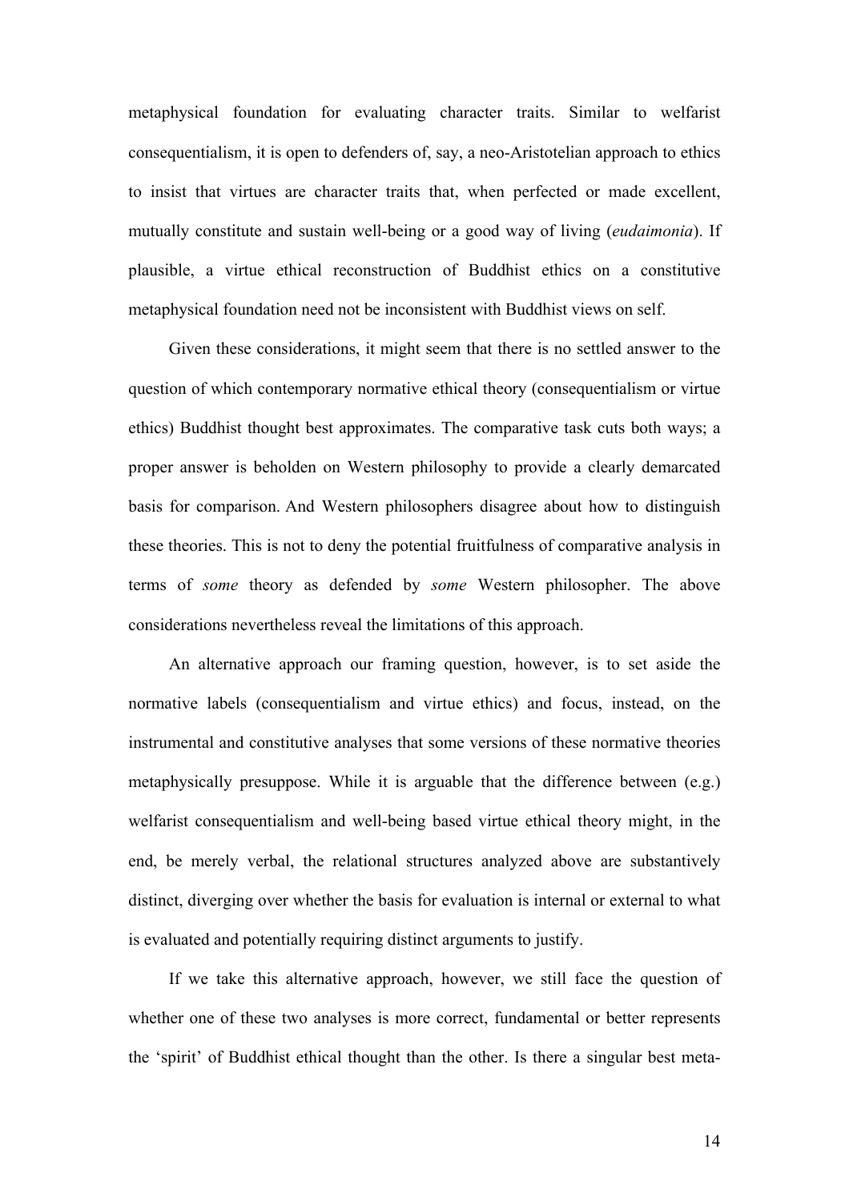metaphysical foundation for evaluating character traits. Similar to welfarist consequentialism, it is open to defenders of, say, a neo-Aristotelian approach to ethics to insist that virtues are character traits that, when perfected or made excellent, mutually constitute and sustain well-being or a good way of living (*eudaimonia*). If plausible, a virtue ethical reconstruction of Buddhist ethics on a constitutive metaphysical foundation need not be inconsistent with Buddhist views on self.

Given these considerations, it might seem that there is no settled answer to the question of which contemporary normative ethical theory (consequentialism or virtue ethics) Buddhist thought best approximates. The comparative task cuts both ways; a proper answer is beholden on Western philosophy to provide a clearly demarcated basis for comparison. And Western philosophers disagree about how to distinguish these theories. This is not to deny the potential fruitfulness of comparative analysis in terms of *some* theory as defended by *some* Western philosopher. The above considerations nevertheless reveal the limitations of this approach.

An alternative approach our framing question, however, is to set aside the normative labels (consequentialism and virtue ethics) and focus, instead, on the instrumental and constitutive analyses that some versions of these normative theories metaphysically presuppose. While it is arguable that the difference between (e.g.) welfarist consequentialism and well-being based virtue ethical theory might, in the end, be merely verbal, the relational structures analyzed above are substantively distinct, diverging over whether the basis for evaluation is internal or external to what is evaluated and potentially requiring distinct arguments to justify.

If we take this alternative approach, however, we still face the question of whether one of these two analyses is more correct, fundamental or better represents the 'spirit' of Buddhist ethical thought than the other. Is there a singular best meta-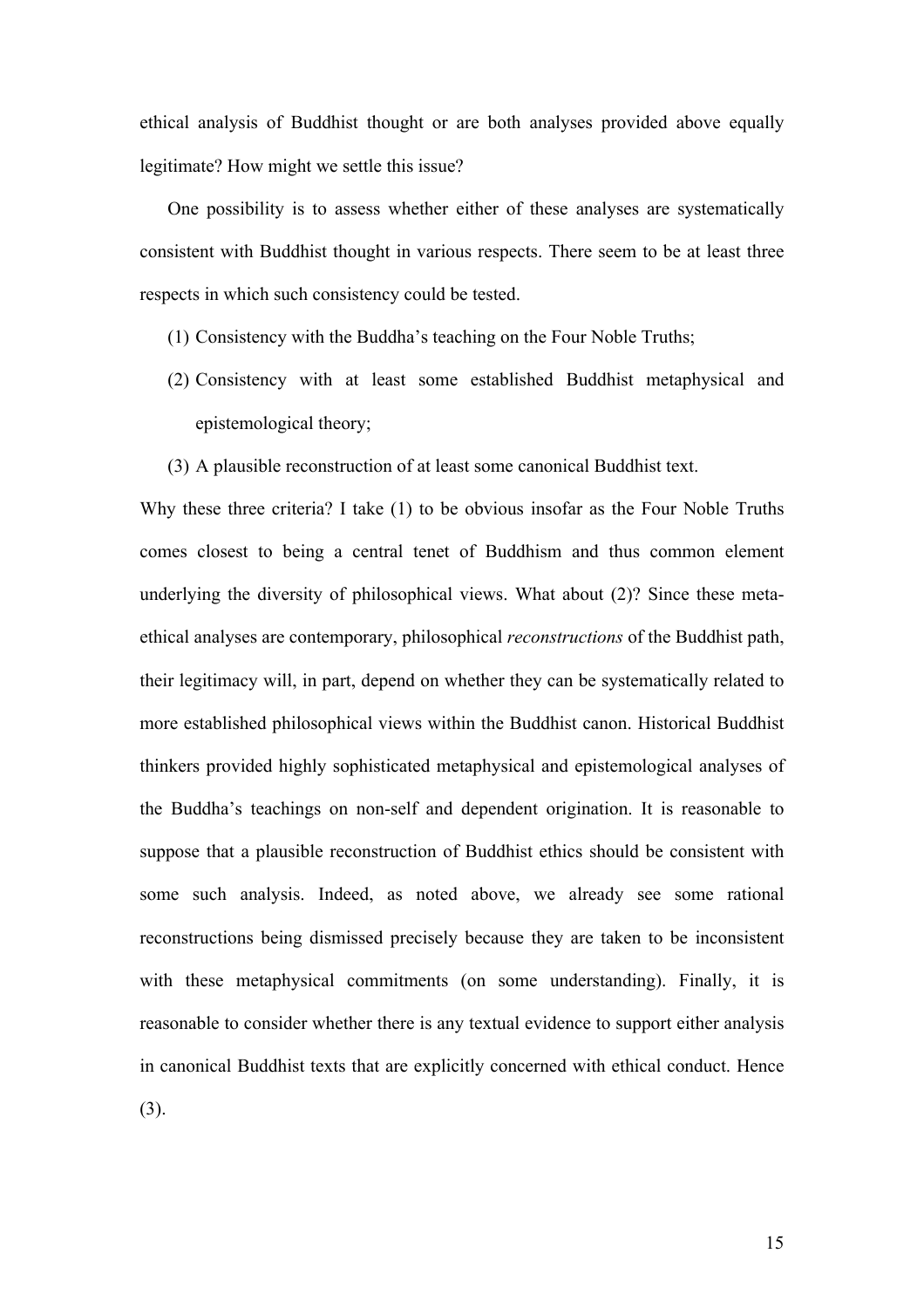ethical analysis of Buddhist thought or are both analyses provided above equally legitimate? How might we settle this issue?

One possibility is to assess whether either of these analyses are systematically consistent with Buddhist thought in various respects. There seem to be at least three respects in which such consistency could be tested.

(1) Consistency with the Buddha's teaching on the Four Noble Truths;

(2) Consistency with at least some established Buddhist metaphysical and epistemological theory;

(3) A plausible reconstruction of at least some canonical Buddhist text.

Why these three criteria? I take (1) to be obvious insofar as the Four Noble Truths comes closest to being a central tenet of Buddhism and thus common element underlying the diversity of philosophical views. What about (2)? Since these meta-ethical analyses are contemporary, philosophical *reconstructions* of the Buddhist path, their legitimacy will, in part, depend on whether they can be systematically related to more established philosophical views within the Buddhist canon. Historical Buddhist thinkers provided highly sophisticated metaphysical and epistemological analyses of the Buddha's teachings on non-self and dependent origination. It is reasonable to suppose that a plausible reconstruction of Buddhist ethics should be consistent with some such analysis. Indeed, as noted above, we already see some rational reconstructions being dismissed precisely because they are taken to be inconsistent with these metaphysical commitments (on some understanding). Finally, it is reasonable to consider whether there is any textual evidence to support either analysis in canonical Buddhist texts that are explicitly concerned with ethical conduct. Hence (3).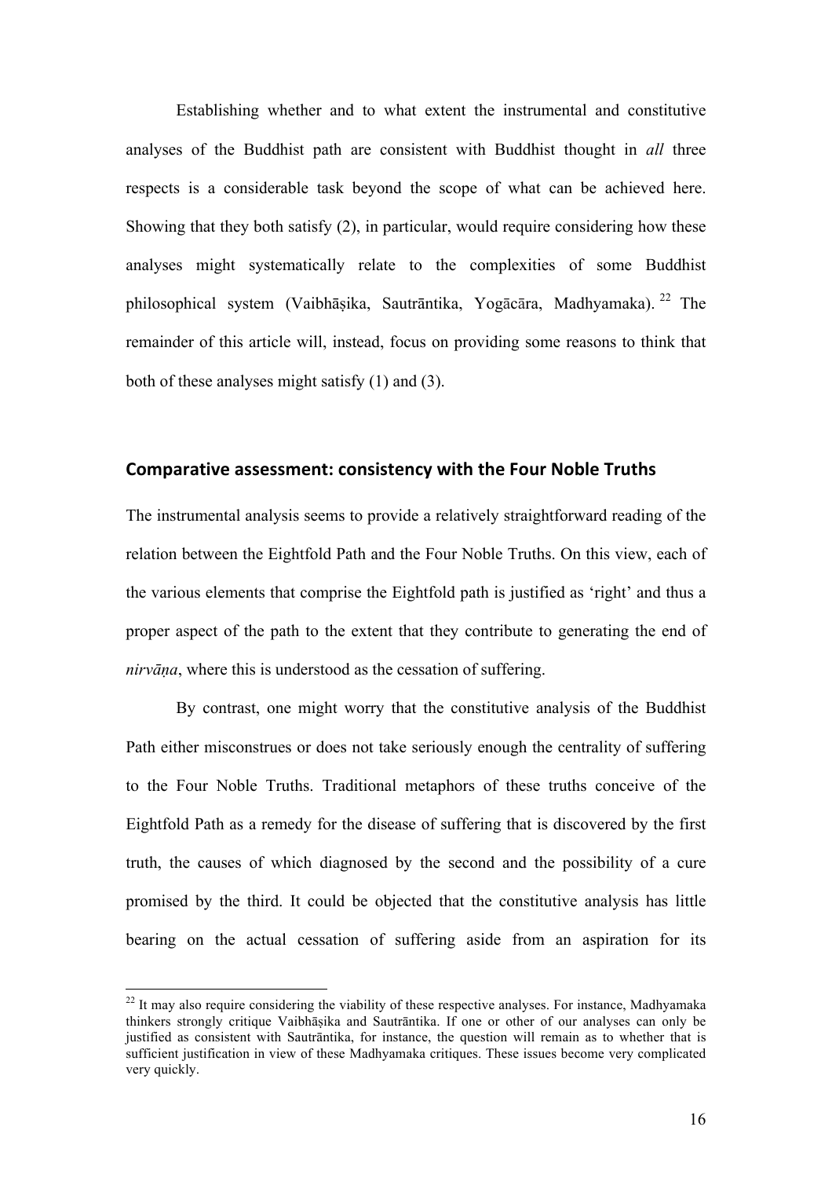Establishing whether and to what extent the instrumental and constitutive analyses of the Buddhist path are consistent with Buddhist thought in *all* three respects is a considerable task beyond the scope of what can be achieved here. Showing that they both satisfy (2), in particular, would require considering how these analyses might systematically relate to the complexities of some Buddhist philosophical system (Vaibhāṣika, Sautrāntika, Yogācāra, Madhyamaka).[22] The remainder of this article will, instead, focus on providing some reasons to think that both of these analyses might satisfy (1) and (3).

## Comparative assessment: consistency with the Four Noble Truths

The instrumental analysis seems to provide a relatively straightforward reading of the relation between the Eightfold Path and the Four Noble Truths. On this view, each of the various elements that comprise the Eightfold path is justified as 'right' and thus a proper aspect of the path to the extent that they contribute to generating the end of *nirvāṇa*, where this is understood as the cessation of suffering.

By contrast, one might worry that the constitutive analysis of the Buddhist Path either misconstrues or does not take seriously enough the centrality of suffering to the Four Noble Truths. Traditional metaphors of these truths conceive of the Eightfold Path as a remedy for the disease of suffering that is discovered by the first truth, the causes of which diagnosed by the second and the possibility of a cure promised by the third. It could be objected that the constitutive analysis has little bearing on the actual cessation of suffering aside from an aspiration for its

[22] It may also require considering the viability of these respective analyses. For instance, Madhyamaka thinkers strongly critique Vaibhāṣika and Sautrāntika. If one or other of our analyses can only be justified as consistent with Sautrāntika, for instance, the question will remain as to whether that is sufficient justification in view of these Madhyamaka critiques. These issues become very complicated very quickly.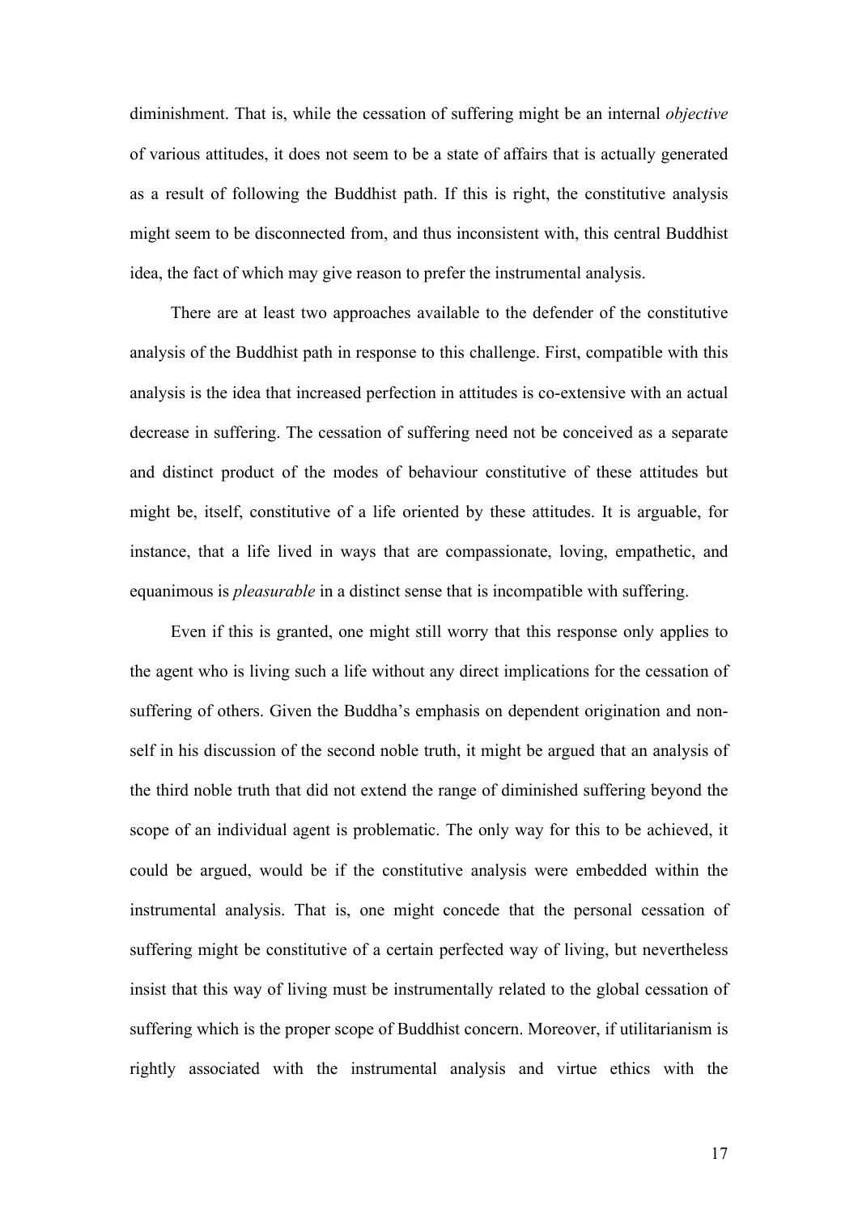diminishment. That is, while the cessation of suffering might be an internal *objective* of various attitudes, it does not seem to be a state of affairs that is actually generated as a result of following the Buddhist path. If this is right, the constitutive analysis might seem to be disconnected from, and thus inconsistent with, this central Buddhist idea, the fact of which may give reason to prefer the instrumental analysis.

There are at least two approaches available to the defender of the constitutive analysis of the Buddhist path in response to this challenge. First, compatible with this analysis is the idea that increased perfection in attitudes is co-extensive with an actual decrease in suffering. The cessation of suffering need not be conceived as a separate and distinct product of the modes of behaviour constitutive of these attitudes but might be, itself, constitutive of a life oriented by these attitudes. It is arguable, for instance, that a life lived in ways that are compassionate, loving, empathetic, and equanimous is *pleasurable* in a distinct sense that is incompatible with suffering.

Even if this is granted, one might still worry that this response only applies to the agent who is living such a life without any direct implications for the cessation of suffering of others. Given the Buddha's emphasis on dependent origination and non-self in his discussion of the second noble truth, it might be argued that an analysis of the third noble truth that did not extend the range of diminished suffering beyond the scope of an individual agent is problematic. The only way for this to be achieved, it could be argued, would be if the constitutive analysis were embedded within the instrumental analysis. That is, one might concede that the personal cessation of suffering might be constitutive of a certain perfected way of living, but nevertheless insist that this way of living must be instrumentally related to the global cessation of suffering which is the proper scope of Buddhist concern. Moreover, if utilitarianism is rightly associated with the instrumental analysis and virtue ethics with the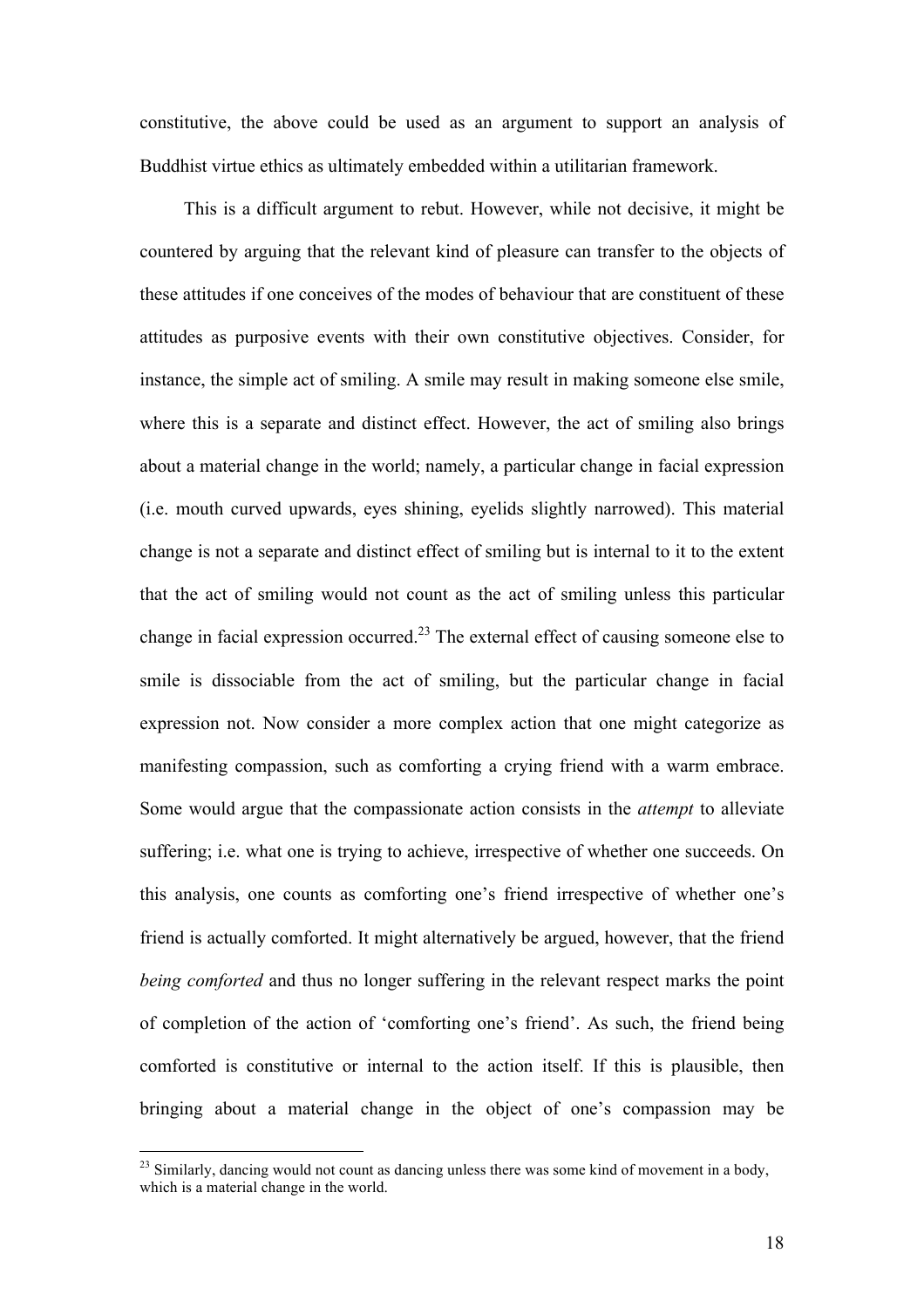constitutive, the above could be used as an argument to support an analysis of Buddhist virtue ethics as ultimately embedded within a utilitarian framework.

This is a difficult argument to rebut. However, while not decisive, it might be countered by arguing that the relevant kind of pleasure can transfer to the objects of these attitudes if one conceives of the modes of behaviour that are constituent of these attitudes as purposive events with their own constitutive objectives. Consider, for instance, the simple act of smiling. A smile may result in making someone else smile, where this is a separate and distinct effect. However, the act of smiling also brings about a material change in the world; namely, a particular change in facial expression (i.e. mouth curved upwards, eyes shining, eyelids slightly narrowed). This material change is not a separate and distinct effect of smiling but is internal to it to the extent that the act of smiling would not count as the act of smiling unless this particular change in facial expression occurred.[23] The external effect of causing someone else to smile is dissociable from the act of smiling, but the particular change in facial expression not. Now consider a more complex action that one might categorize as manifesting compassion, such as comforting a crying friend with a warm embrace. Some would argue that the compassionate action consists in the *attempt* to alleviate suffering; i.e. what one is trying to achieve, irrespective of whether one succeeds. On this analysis, one counts as comforting one's friend irrespective of whether one's friend is actually comforted. It might alternatively be argued, however, that the friend *being comforted* and thus no longer suffering in the relevant respect marks the point of completion of the action of 'comforting one's friend'. As such, the friend being comforted is constitutive or internal to the action itself. If this is plausible, then bringing about a material change in the object of one's compassion may be

[23] Similarly, dancing would not count as dancing unless there was some kind of movement in a body, which is a material change in the world.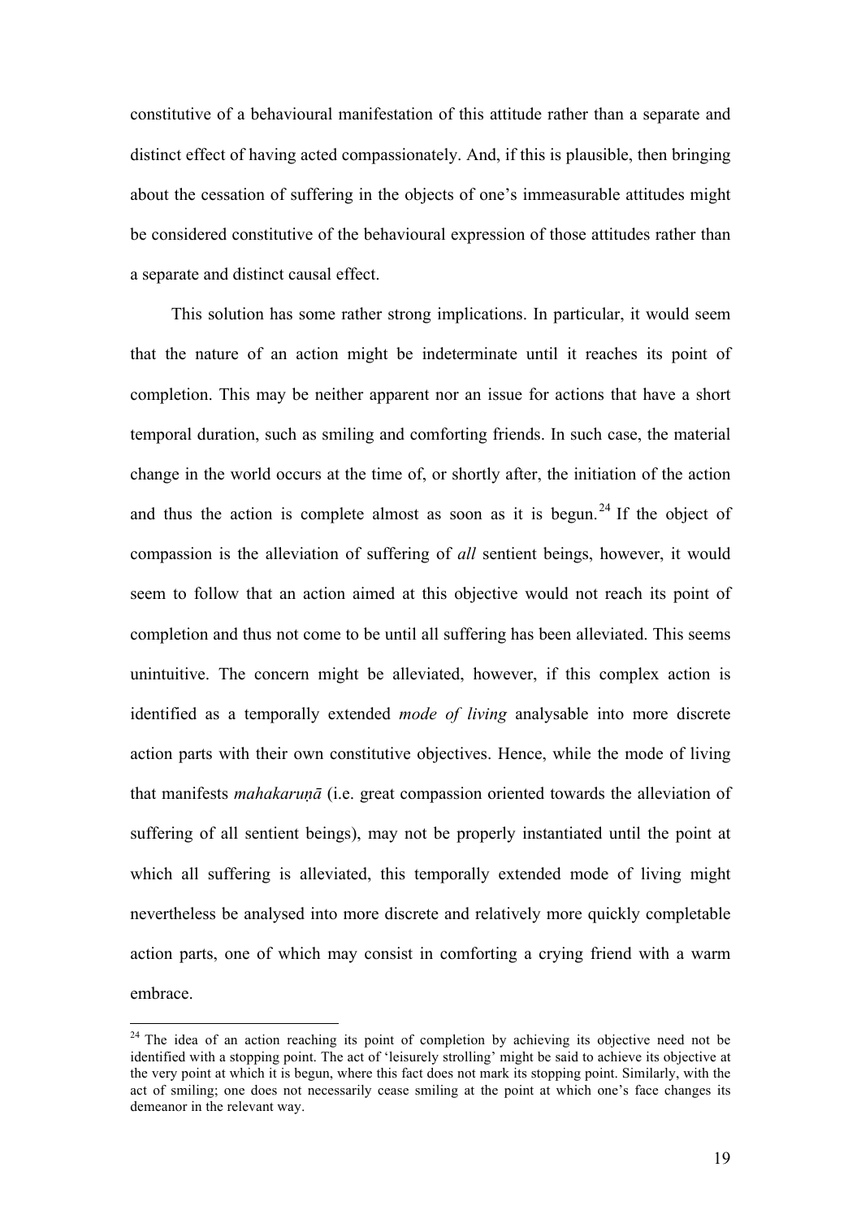constitutive of a behavioural manifestation of this attitude rather than a separate and distinct effect of having acted compassionately. And, if this is plausible, then bringing about the cessation of suffering in the objects of one's immeasurable attitudes might be considered constitutive of the behavioural expression of those attitudes rather than a separate and distinct causal effect.

This solution has some rather strong implications. In particular, it would seem that the nature of an action might be indeterminate until it reaches its point of completion. This may be neither apparent nor an issue for actions that have a short temporal duration, such as smiling and comforting friends. In such case, the material change in the world occurs at the time of, or shortly after, the initiation of the action and thus the action is complete almost as soon as it is begun.[24] If the object of compassion is the alleviation of suffering of *all* sentient beings, however, it would seem to follow that an action aimed at this objective would not reach its point of completion and thus not come to be until all suffering has been alleviated. This seems unintuitive. The concern might be alleviated, however, if this complex action is identified as a temporally extended *mode of living* analysable into more discrete action parts with their own constitutive objectives. Hence, while the mode of living that manifests *mahakaruṇā* (i.e. great compassion oriented towards the alleviation of suffering of all sentient beings), may not be properly instantiated until the point at which all suffering is alleviated, this temporally extended mode of living might nevertheless be analysed into more discrete and relatively more quickly completable action parts, one of which may consist in comforting a crying friend with a warm embrace.

[24] The idea of an action reaching its point of completion by achieving its objective need not be identified with a stopping point. The act of 'leisurely strolling' might be said to achieve its objective at the very point at which it is begun, where this fact does not mark its stopping point. Similarly, with the act of smiling; one does not necessarily cease smiling at the point at which one's face changes its demeanor in the relevant way.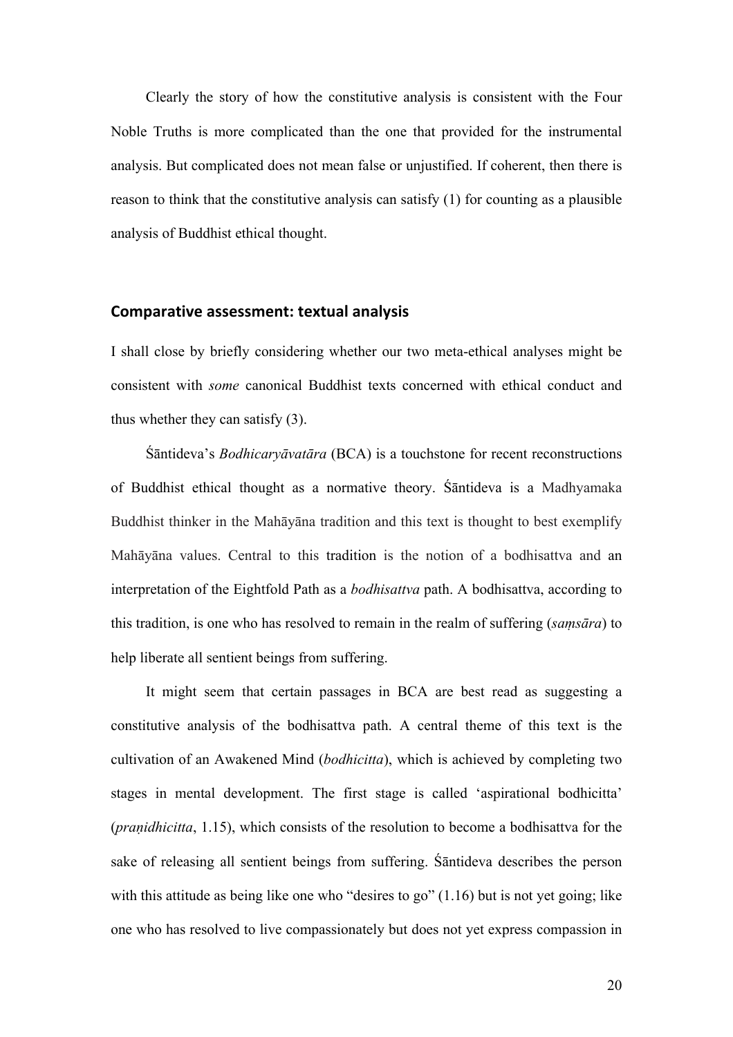Clearly the story of how the constitutive analysis is consistent with the Four Noble Truths is more complicated than the one that provided for the instrumental analysis. But complicated does not mean false or unjustified. If coherent, then there is reason to think that the constitutive analysis can satisfy (1) for counting as a plausible analysis of Buddhist ethical thought.

## Comparative assessment: textual analysis

I shall close by briefly considering whether our two meta-ethical analyses might be consistent with *some* canonical Buddhist texts concerned with ethical conduct and thus whether they can satisfy (3).

Śāntideva's *Bodhicaryāvatāra* (BCA) is a touchstone for recent reconstructions of Buddhist ethical thought as a normative theory. Śāntideva is a Madhyamaka Buddhist thinker in the Mahāyāna tradition and this text is thought to best exemplify Mahāyāna values. Central to this tradition is the notion of a bodhisattva and an interpretation of the Eightfold Path as a *bodhisattva* path. A bodhisattva, according to this tradition, is one who has resolved to remain in the realm of suffering (*saṃsāra*) to help liberate all sentient beings from suffering.

It might seem that certain passages in BCA are best read as suggesting a constitutive analysis of the bodhisattva path. A central theme of this text is the cultivation of an Awakened Mind (*bodhicitta*), which is achieved by completing two stages in mental development. The first stage is called 'aspirational bodhicitta' (*praṇidhicitta*, 1.15), which consists of the resolution to become a bodhisattva for the sake of releasing all sentient beings from suffering. Śāntideva describes the person with this attitude as being like one who "desires to go" (1.16) but is not yet going; like one who has resolved to live compassionately but does not yet express compassion in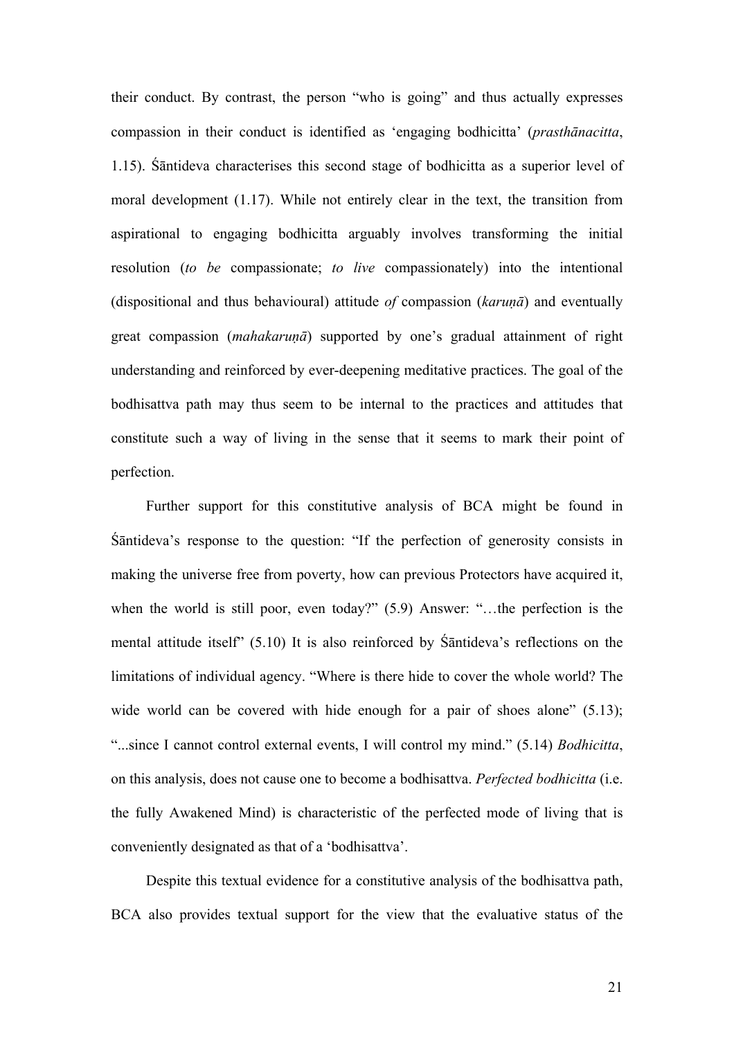their conduct. By contrast, the person "who is going" and thus actually expresses compassion in their conduct is identified as 'engaging bodhicitta' (*prasthānacitta*, 1.15). Śāntideva characterises this second stage of bodhicitta as a superior level of moral development (1.17). While not entirely clear in the text, the transition from aspirational to engaging bodhicitta arguably involves transforming the initial resolution (*to be* compassionate; *to live* compassionately) into the intentional (dispositional and thus behavioural) attitude *of* compassion (*karuṇā*) and eventually great compassion (*mahakaruṇā*) supported by one's gradual attainment of right understanding and reinforced by ever-deepening meditative practices. The goal of the bodhisattva path may thus seem to be internal to the practices and attitudes that constitute such a way of living in the sense that it seems to mark their point of perfection.

Further support for this constitutive analysis of BCA might be found in Śāntideva's response to the question: "If the perfection of generosity consists in making the universe free from poverty, how can previous Protectors have acquired it, when the world is still poor, even today?" (5.9) Answer: "…the perfection is the mental attitude itself" (5.10) It is also reinforced by Śāntideva's reflections on the limitations of individual agency. "Where is there hide to cover the whole world? The wide world can be covered with hide enough for a pair of shoes alone" (5.13); "...since I cannot control external events, I will control my mind." (5.14) *Bodhicitta*, on this analysis, does not cause one to become a bodhisattva. *Perfected bodhicitta* (i.e. the fully Awakened Mind) is characteristic of the perfected mode of living that is conveniently designated as that of a 'bodhisattva'.

Despite this textual evidence for a constitutive analysis of the bodhisattva path, BCA also provides textual support for the view that the evaluative status of the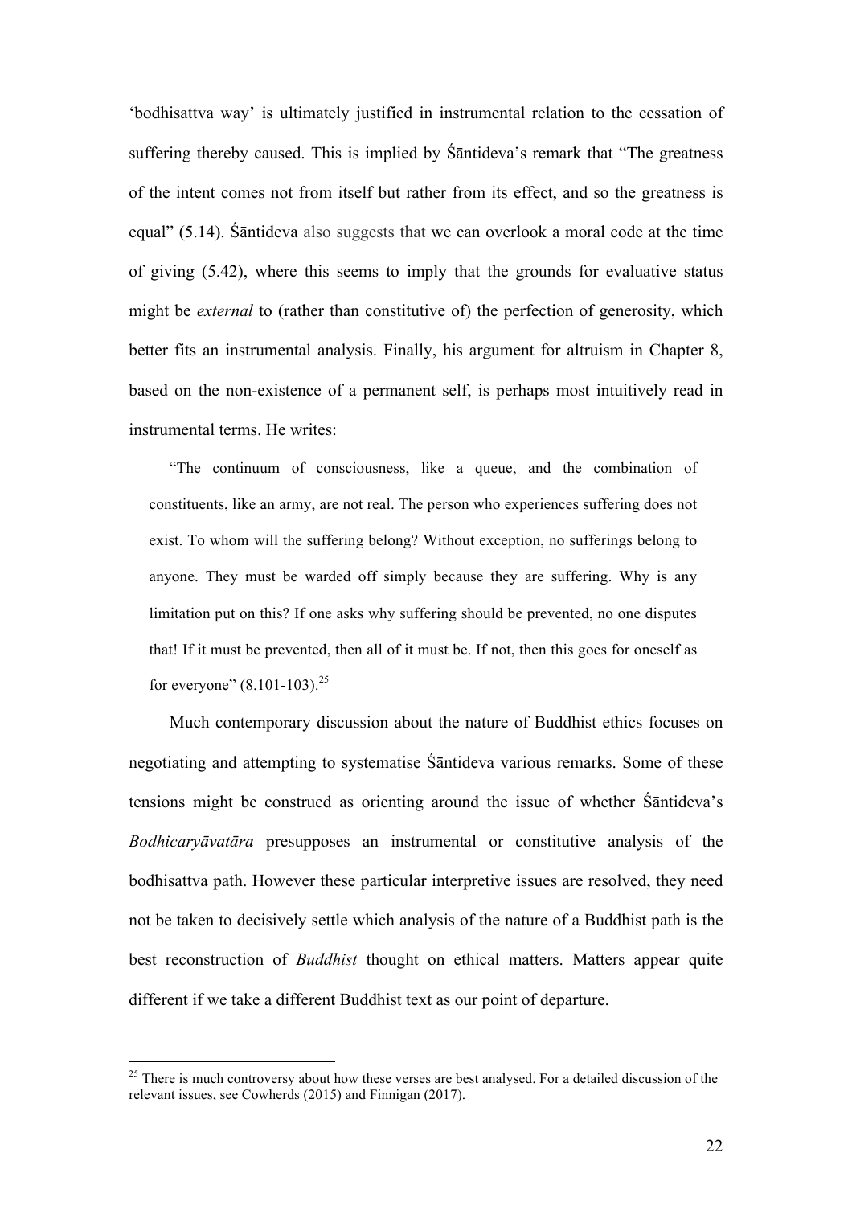‘bodhisattva way’ is ultimately justified in instrumental relation to the cessation of suffering thereby caused. This is implied by Śāntideva’s remark that “The greatness of the intent comes not from itself but rather from its effect, and so the greatness is equal” (5.14). Śāntideva also suggests that we can overlook a moral code at the time of giving (5.42), where this seems to imply that the grounds for evaluative status might be *external* to (rather than constitutive of) the perfection of generosity, which better fits an instrumental analysis. Finally, his argument for altruism in Chapter 8, based on the non-existence of a permanent self, is perhaps most intuitively read in instrumental terms. He writes:

> “The continuum of consciousness, like a queue, and the combination of constituents, like an army, are not real. The person who experiences suffering does not exist. To whom will the suffering belong? Without exception, no sufferings belong to anyone. They must be warded off simply because they are suffering. Why is any limitation put on this? If one asks why suffering should be prevented, no one disputes that! If it must be prevented, then all of it must be. If not, then this goes for oneself as for everyone” (8.101-103).[25]

Much contemporary discussion about the nature of Buddhist ethics focuses on negotiating and attempting to systematise Śāntideva various remarks. Some of these tensions might be construed as orienting around the issue of whether Śāntideva’s *Bodhicaryāvatāra* presupposes an instrumental or constitutive analysis of the bodhisattva path. However these particular interpretive issues are resolved, they need not be taken to decisively settle which analysis of the nature of a Buddhist path is the best reconstruction of *Buddhist* thought on ethical matters. Matters appear quite different if we take a different Buddhist text as our point of departure.

[25] There is much controversy about how these verses are best analysed. For a detailed discussion of the relevant issues, see Cowherds (2015) and Finnigan (2017).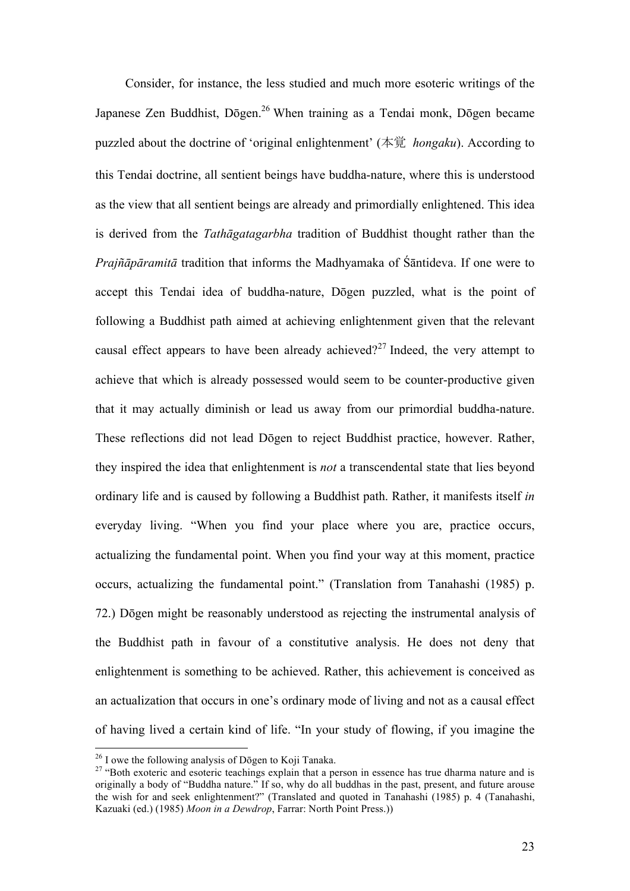Consider, for instance, the less studied and much more esoteric writings of the Japanese Zen Buddhist, Dōgen.[26] When training as a Tendai monk, Dōgen became puzzled about the doctrine of 'original enlightenment' (本覚 *hongaku*). According to this Tendai doctrine, all sentient beings have buddha-nature, where this is understood as the view that all sentient beings are already and primordially enlightened. This idea is derived from the *Tathāgatagarbha* tradition of Buddhist thought rather than the *Prajñāpāramitā* tradition that informs the Madhyamaka of Śāntideva. If one were to accept this Tendai idea of buddha-nature, Dōgen puzzled, what is the point of following a Buddhist path aimed at achieving enlightenment given that the relevant causal effect appears to have been already achieved?[27] Indeed, the very attempt to achieve that which is already possessed would seem to be counter-productive given that it may actually diminish or lead us away from our primordial buddha-nature. These reflections did not lead Dōgen to reject Buddhist practice, however. Rather, they inspired the idea that enlightenment is *not* a transcendental state that lies beyond ordinary life and is caused by following a Buddhist path. Rather, it manifests itself *in* everyday living. "When you find your place where you are, practice occurs, actualizing the fundamental point. When you find your way at this moment, practice occurs, actualizing the fundamental point." (Translation from Tanahashi (1985) p. 72.) Dōgen might be reasonably understood as rejecting the instrumental analysis of the Buddhist path in favour of a constitutive analysis. He does not deny that enlightenment is something to be achieved. Rather, this achievement is conceived as an actualization that occurs in one's ordinary mode of living and not as a causal effect of having lived a certain kind of life. "In your study of flowing, if you imagine the

---

[26] I owe the following analysis of Dōgen to Koji Tanaka.

[27] "Both exoteric and esoteric teachings explain that a person in essence has true dharma nature and is originally a body of "Buddha nature." If so, why do all buddhas in the past, present, and future arouse the wish for and seek enlightenment?" (Translated and quoted in Tanahashi (1985) p. 4 (Tanahashi, Kazuaki (ed.) (1985) *Moon in a Dewdrop*, Farrar: North Point Press.))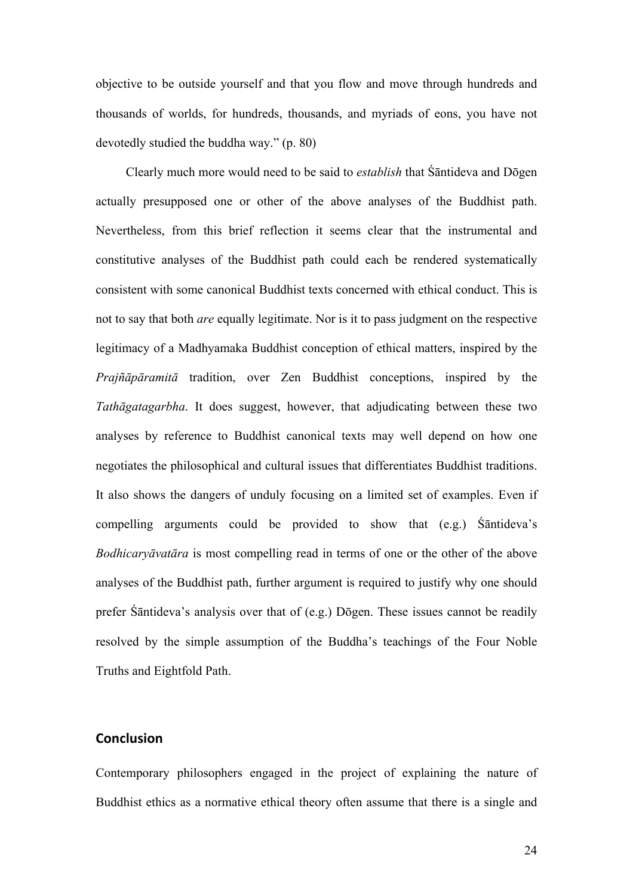objective to be outside yourself and that you flow and move through hundreds and thousands of worlds, for hundreds, thousands, and myriads of eons, you have not devotedly studied the buddha way." (p. 80)

Clearly much more would need to be said to *establish* that Śāntideva and Dōgen actually presupposed one or other of the above analyses of the Buddhist path. Nevertheless, from this brief reflection it seems clear that the instrumental and constitutive analyses of the Buddhist path could each be rendered systematically consistent with some canonical Buddhist texts concerned with ethical conduct. This is not to say that both *are* equally legitimate. Nor is it to pass judgment on the respective legitimacy of a Madhyamaka Buddhist conception of ethical matters, inspired by the *Prajñāpāramitā* tradition, over Zen Buddhist conceptions, inspired by the *Tathāgatagarbha*. It does suggest, however, that adjudicating between these two analyses by reference to Buddhist canonical texts may well depend on how one negotiates the philosophical and cultural issues that differentiates Buddhist traditions. It also shows the dangers of unduly focusing on a limited set of examples. Even if compelling arguments could be provided to show that (e.g.) Śāntideva's *Bodhicaryāvatāra* is most compelling read in terms of one or the other of the above analyses of the Buddhist path, further argument is required to justify why one should prefer Śāntideva's analysis over that of (e.g.) Dōgen. These issues cannot be readily resolved by the simple assumption of the Buddha's teachings of the Four Noble Truths and Eightfold Path.

## Conclusion

Contemporary philosophers engaged in the project of explaining the nature of Buddhist ethics as a normative ethical theory often assume that there is a single and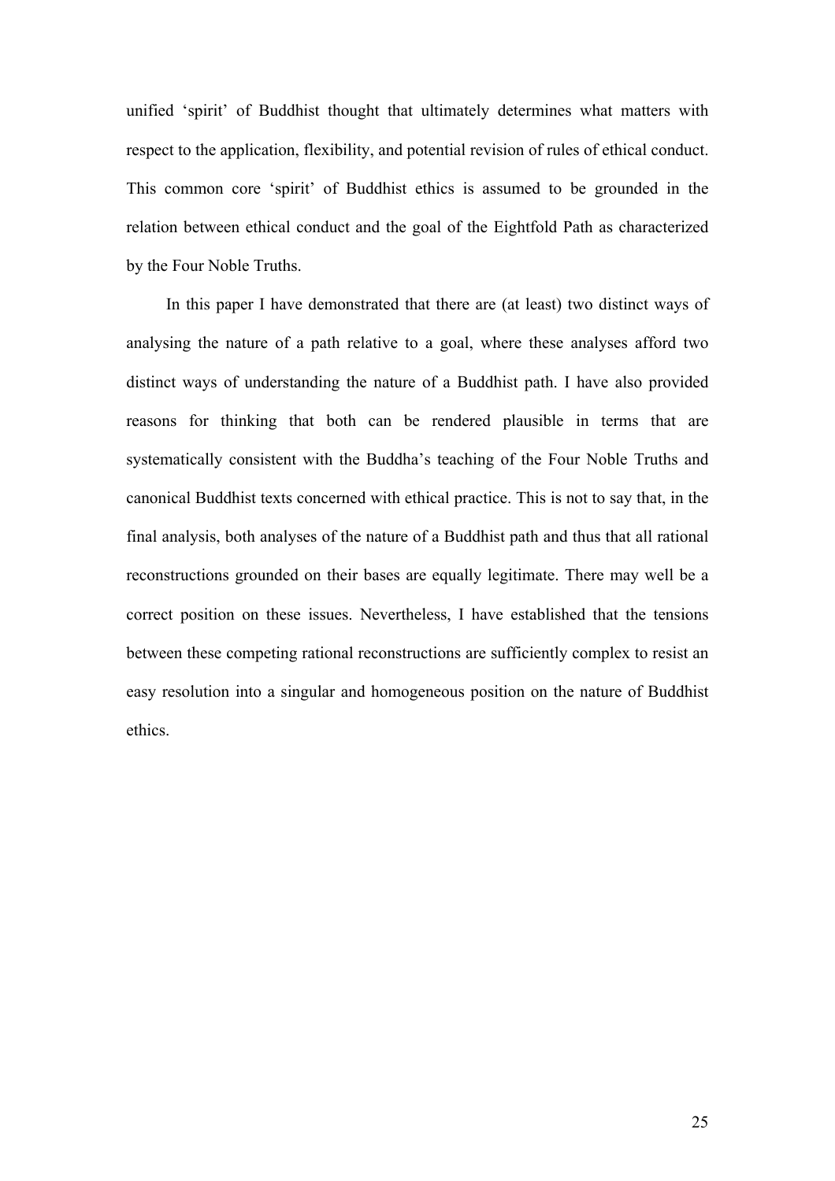unified 'spirit' of Buddhist thought that ultimately determines what matters with respect to the application, flexibility, and potential revision of rules of ethical conduct. This common core 'spirit' of Buddhist ethics is assumed to be grounded in the relation between ethical conduct and the goal of the Eightfold Path as characterized by the Four Noble Truths.

In this paper I have demonstrated that there are (at least) two distinct ways of analysing the nature of a path relative to a goal, where these analyses afford two distinct ways of understanding the nature of a Buddhist path. I have also provided reasons for thinking that both can be rendered plausible in terms that are systematically consistent with the Buddha's teaching of the Four Noble Truths and canonical Buddhist texts concerned with ethical practice. This is not to say that, in the final analysis, both analyses of the nature of a Buddhist path and thus that all rational reconstructions grounded on their bases are equally legitimate. There may well be a correct position on these issues. Nevertheless, I have established that the tensions between these competing rational reconstructions are sufficiently complex to resist an easy resolution into a singular and homogeneous position on the nature of Buddhist ethics.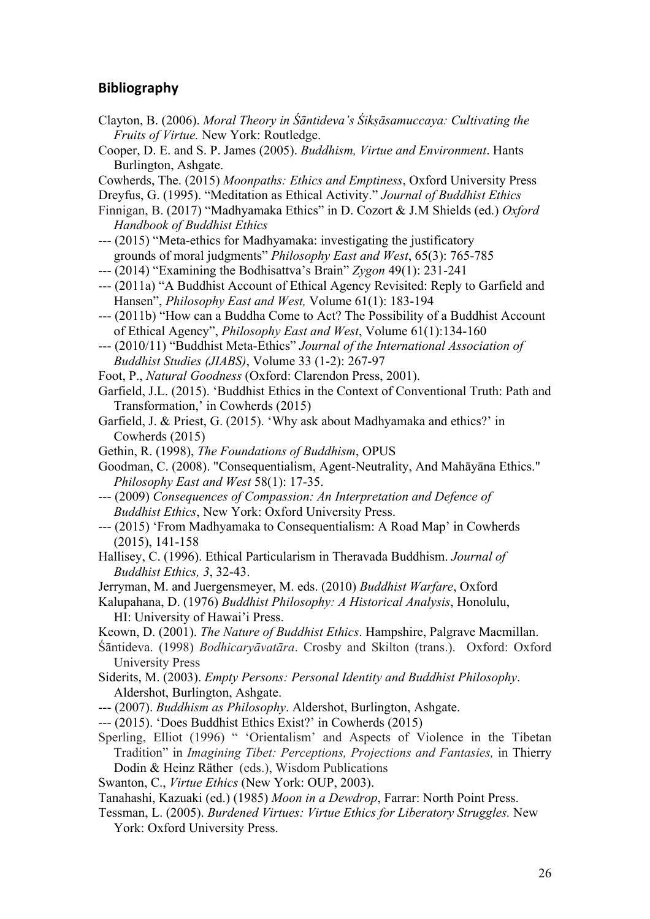## Bibliography

Clayton, B. (2006). *Moral Theory in Śāntideva's Śikṣāsamuccaya: Cultivating the Fruits of Virtue.* New York: Routledge.

Cooper, D. E. and S. P. James (2005). *Buddhism, Virtue and Environment*. Hants Burlington, Ashgate.

Cowherds, The. (2015) *Moonpaths: Ethics and Emptiness*, Oxford University Press

Dreyfus, G. (1995). "Meditation as Ethical Activity." *Journal of Buddhist Ethics*

Finnigan, B. (2017) "Madhyamaka Ethics" in D. Cozort & J.M Shields (ed.) *Oxford Handbook of Buddhist Ethics*

--- (2015) "Meta-ethics for Madhyamaka: investigating the justificatory grounds of moral judgments" *Philosophy East and West*, 65(3): 765-785

--- (2014) "Examining the Bodhisattva's Brain" *Zygon* 49(1): 231-241

--- (2011a) "A Buddhist Account of Ethical Agency Revisited: Reply to Garfield and Hansen", *Philosophy East and West,* Volume 61(1): 183-194

--- (2011b) "How can a Buddha Come to Act? The Possibility of a Buddhist Account of Ethical Agency", *Philosophy East and West*, Volume 61(1):134-160

--- (2010/11) "Buddhist Meta-Ethics" *Journal of the International Association of Buddhist Studies (JIABS)*, Volume 33 (1-2): 267-97

Foot, P., *Natural Goodness* (Oxford: Clarendon Press, 2001).

Garfield, J.L. (2015). 'Buddhist Ethics in the Context of Conventional Truth: Path and Transformation,' in Cowherds (2015)

Garfield, J. & Priest, G. (2015). 'Why ask about Madhyamaka and ethics?' in Cowherds (2015)

Gethin, R. (1998), *The Foundations of Buddhism*, OPUS

Goodman, C. (2008). "Consequentialism, Agent-Neutrality, And Mahāyāna Ethics." *Philosophy East and West* 58(1): 17-35.

--- (2009) *Consequences of Compassion: An Interpretation and Defence of Buddhist Ethics*, New York: Oxford University Press.

--- (2015) 'From Madhyamaka to Consequentialism: A Road Map' in Cowherds (2015), 141-158

Hallisey, C. (1996). Ethical Particularism in Theravada Buddhism. *Journal of Buddhist Ethics, 3*, 32-43.

Jerryman, M. and Juergensmeyer, M. eds. (2010) *Buddhist Warfare*, Oxford

Kalupahana, D. (1976) *Buddhist Philosophy: A Historical Analysis*, Honolulu, HI: University of Hawai'i Press.

Keown, D. (2001). *The Nature of Buddhist Ethics*. Hampshire, Palgrave Macmillan.

Śāntideva. (1998) *Bodhicaryāvatāra*. Crosby and Skilton (trans.). Oxford: Oxford University Press

Siderits, M. (2003). *Empty Persons: Personal Identity and Buddhist Philosophy*. Aldershot, Burlington, Ashgate.

--- (2007). *Buddhism as Philosophy*. Aldershot, Burlington, Ashgate.

--- (2015). 'Does Buddhist Ethics Exist?' in Cowherds (2015)

Sperling, Elliot (1996) " 'Orientalism' and Aspects of Violence in the Tibetan Tradition" in *Imagining Tibet: Perceptions, Projections and Fantasies,* in Thierry Dodin & Heinz Räther (eds.), Wisdom Publications

Swanton, C., *Virtue Ethics* (New York: OUP, 2003).

Tanahashi, Kazuaki (ed.) (1985) *Moon in a Dewdrop*, Farrar: North Point Press.

Tessman, L. (2005). *Burdened Virtues: Virtue Ethics for Liberatory Struggles.* New York: Oxford University Press.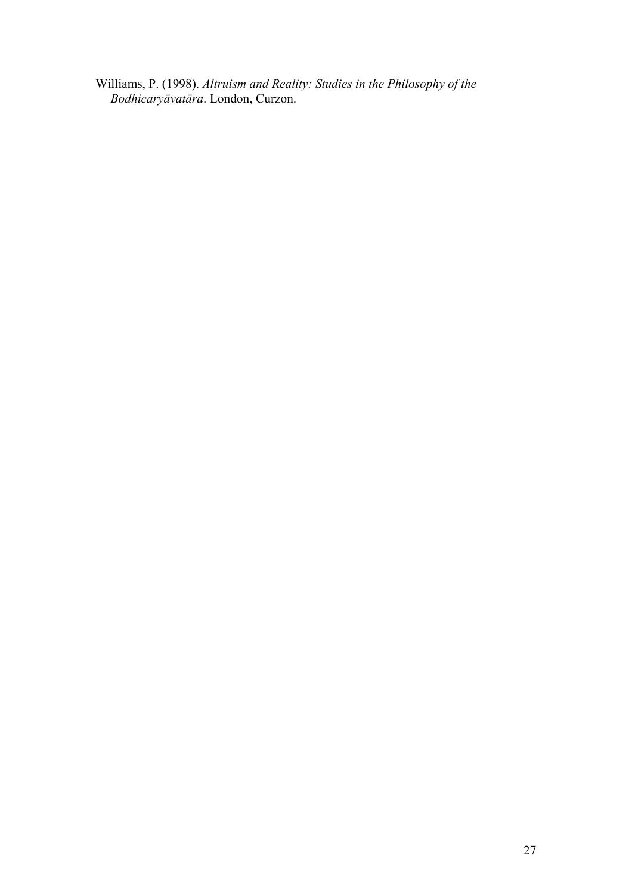Williams, P. (1998). *Altruism and Reality: Studies in the Philosophy of the Bodhicaryāvatāra*. London, Curzon.